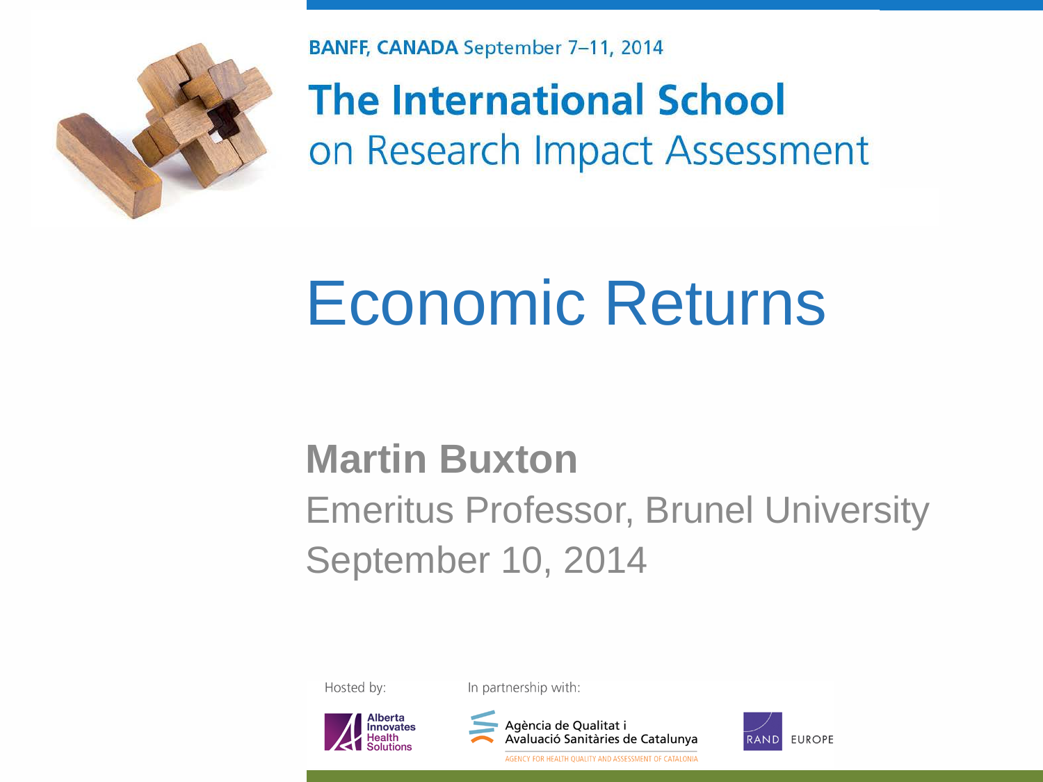BANFF, CANADA September 7–11, 2014

**The International School**
on Research Impact Assessment

# Economic Returns

**Martin Buxton**

Emeritus Professor, Brunel University

September 10, 2014

Hosted by:

Alberta Innovates Health Solutions

In partnership with:

Agència de Qualitat i Avaluació Sanitàries de Catalunya

AGENCY FOR HEALTH QUALITY AND ASSESSMENT OF CATALONIA

RAND EUROPE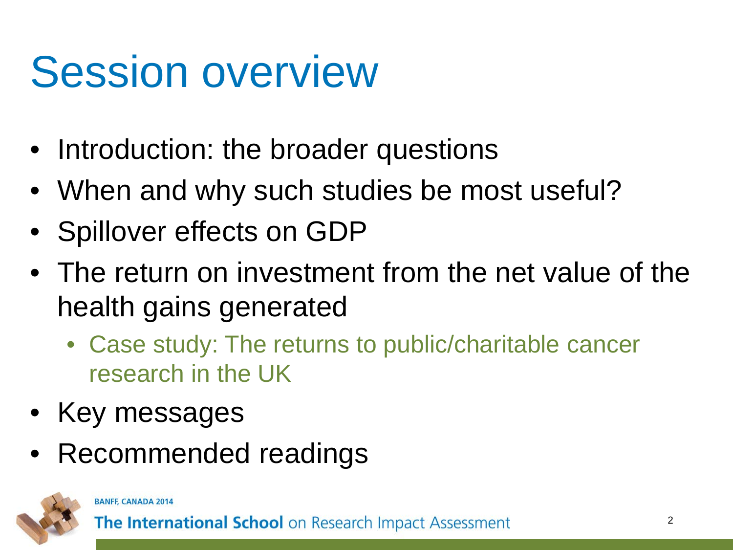# Session overview

- Introduction: the broader questions
- When and why such studies be most useful?
- Spillover effects on GDP
- The return on investment from the net value of the health gains generated
  - Case study: The returns to public/charitable cancer research in the UK
- Key messages
- Recommended readings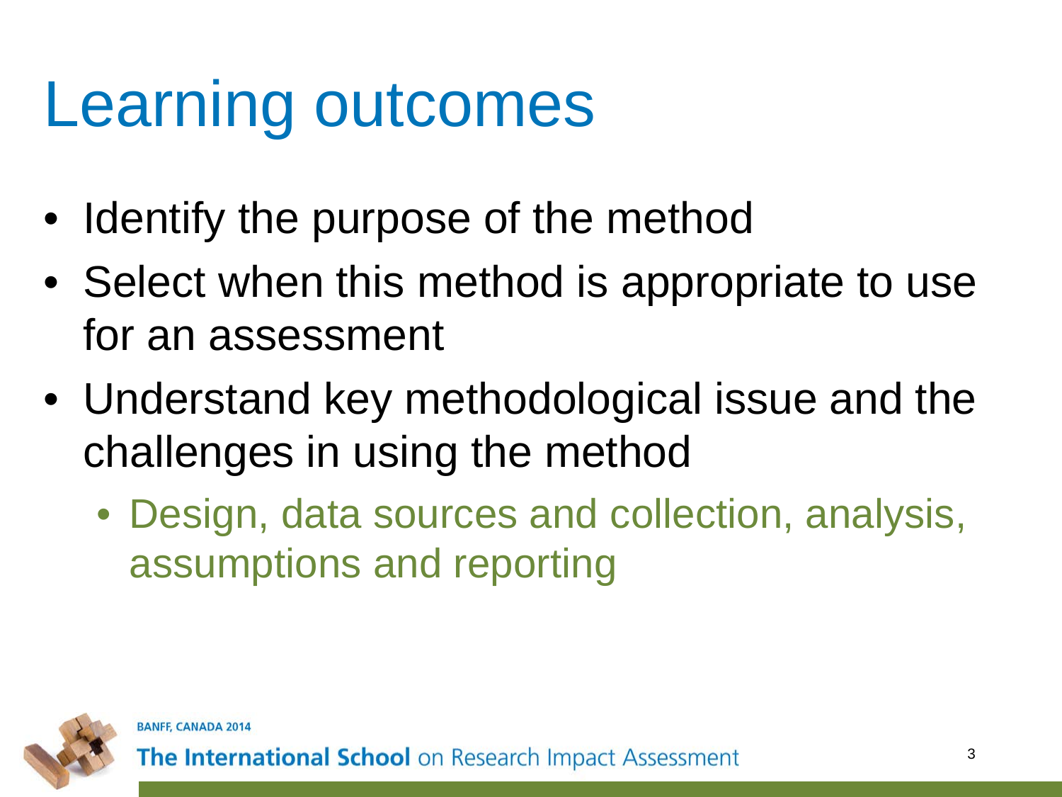# Learning outcomes

- Identify the purpose of the method
- Select when this method is appropriate to use for an assessment
- Understand key methodological issue and the challenges in using the method
  - Design, data sources and collection, analysis, assumptions and reporting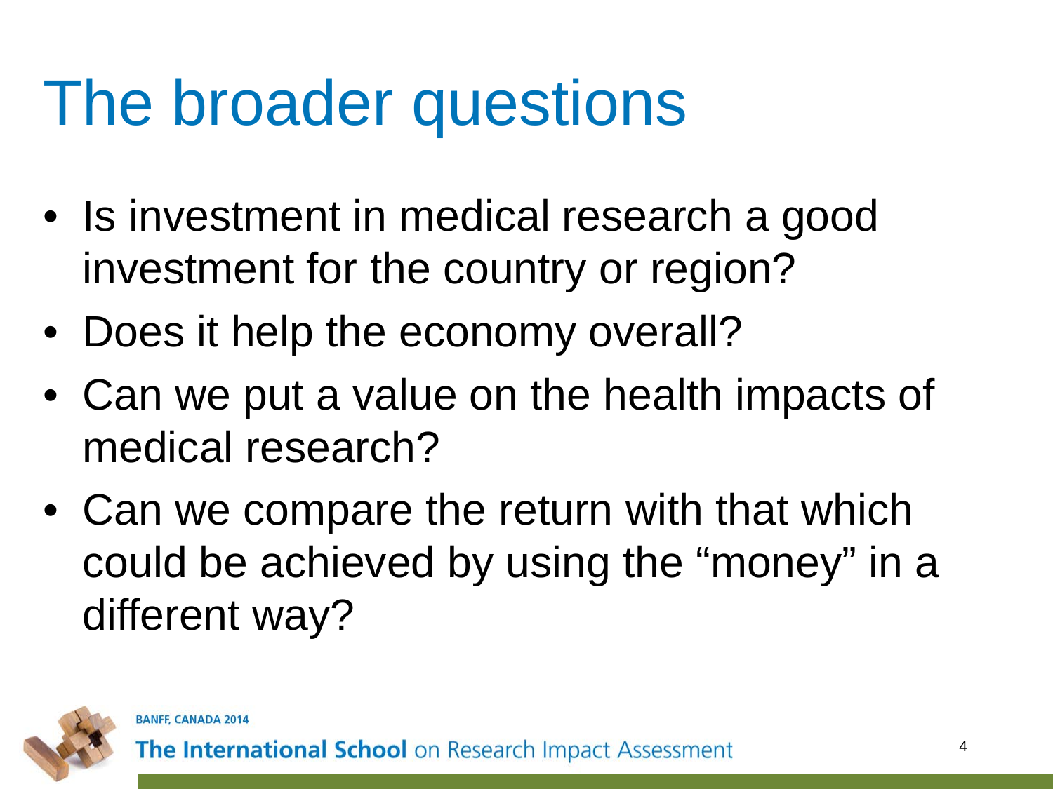# The broader questions

- Is investment in medical research a good investment for the country or region?
- Does it help the economy overall?
- Can we put a value on the health impacts of medical research?
- Can we compare the return with that which could be achieved by using the "money" in a different way?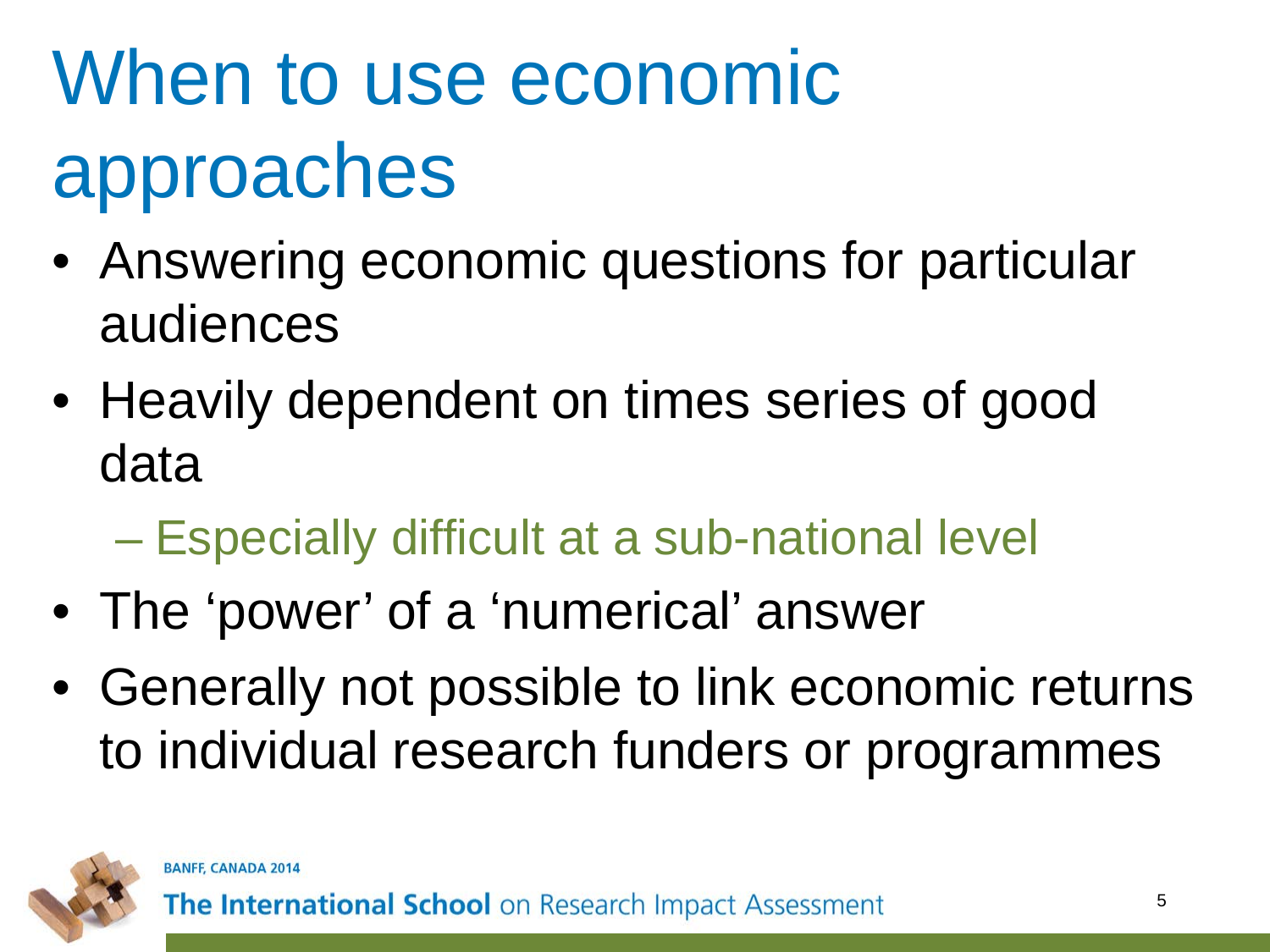# When to use economic approaches

- Answering economic questions for particular audiences
- Heavily dependent on times series of good data
  - Especially difficult at a sub-national level
- The 'power' of a 'numerical' answer
- Generally not possible to link economic returns to individual research funders or programmes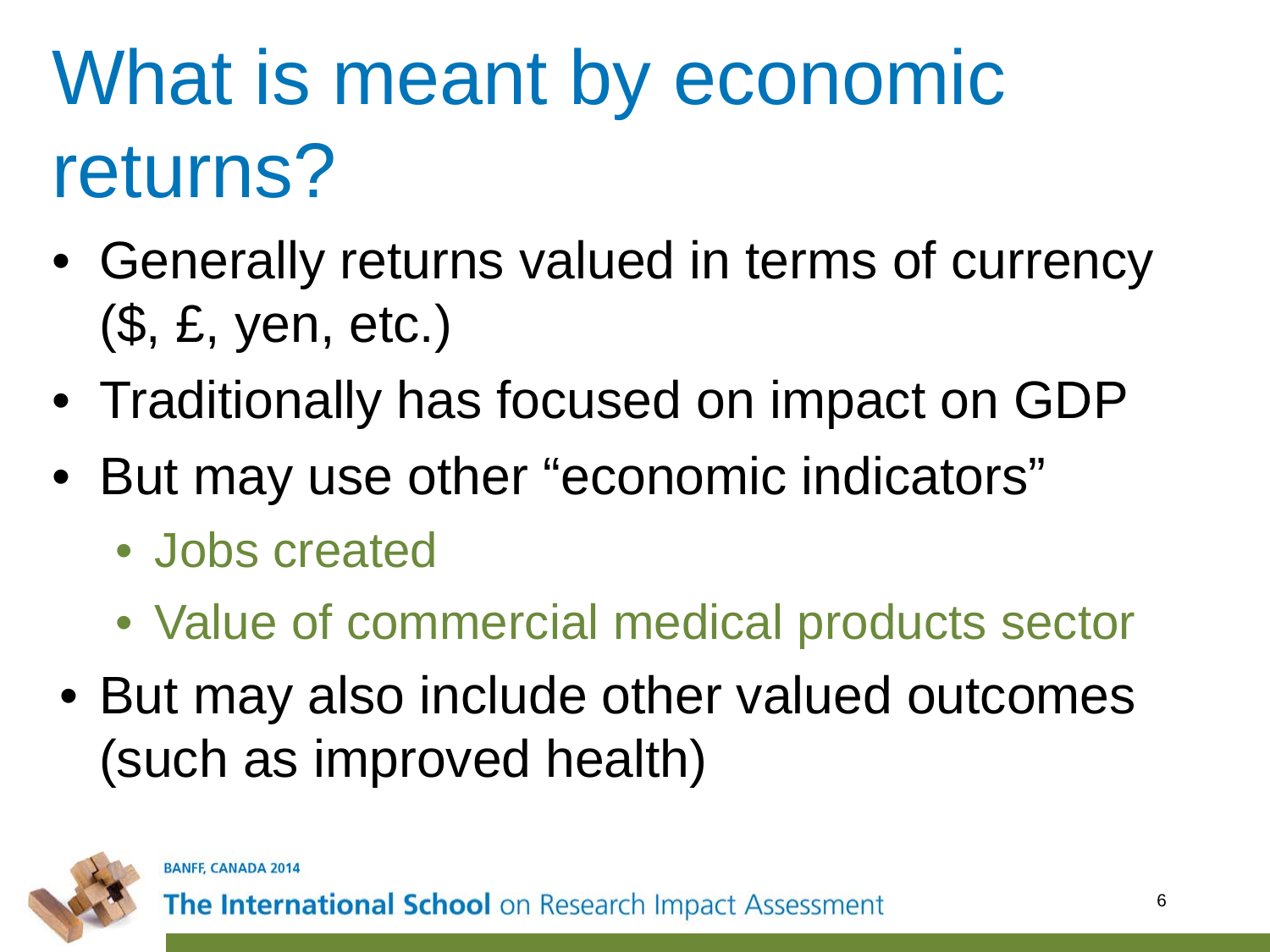# What is meant by economic returns?

- Generally returns valued in terms of currency ($, £, yen, etc.)
- Traditionally has focused on impact on GDP
- But may use other "economic indicators"
  - Jobs created
  - Value of commercial medical products sector
- But may also include other valued outcomes (such as improved health)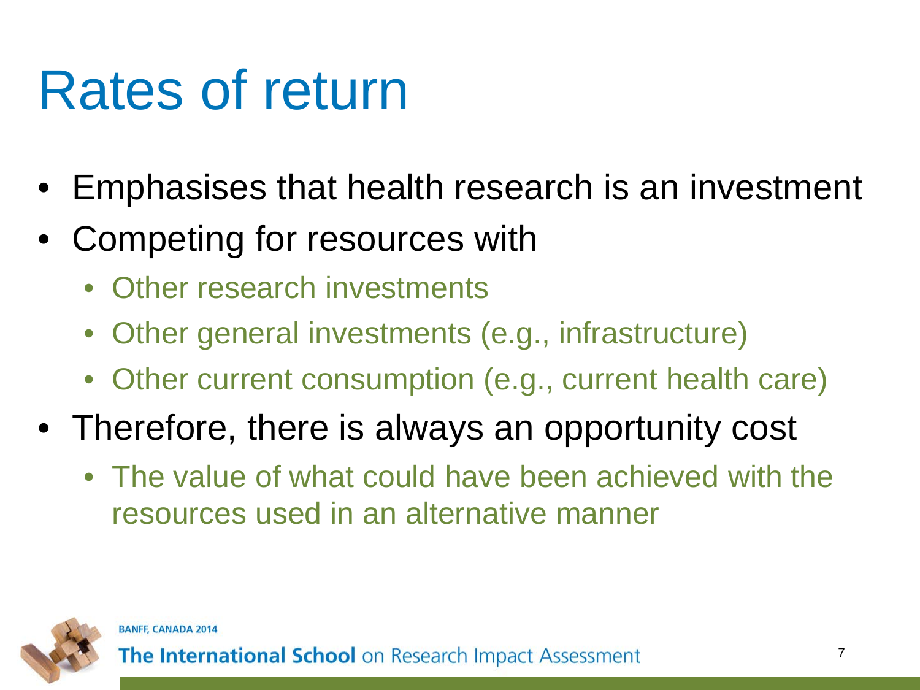# Rates of return

- Emphasises that health research is an investment
- Competing for resources with
  - Other research investments
  - Other general investments (e.g., infrastructure)
  - Other current consumption (e.g., current health care)
- Therefore, there is always an opportunity cost
  - The value of what could have been achieved with the resources used in an alternative manner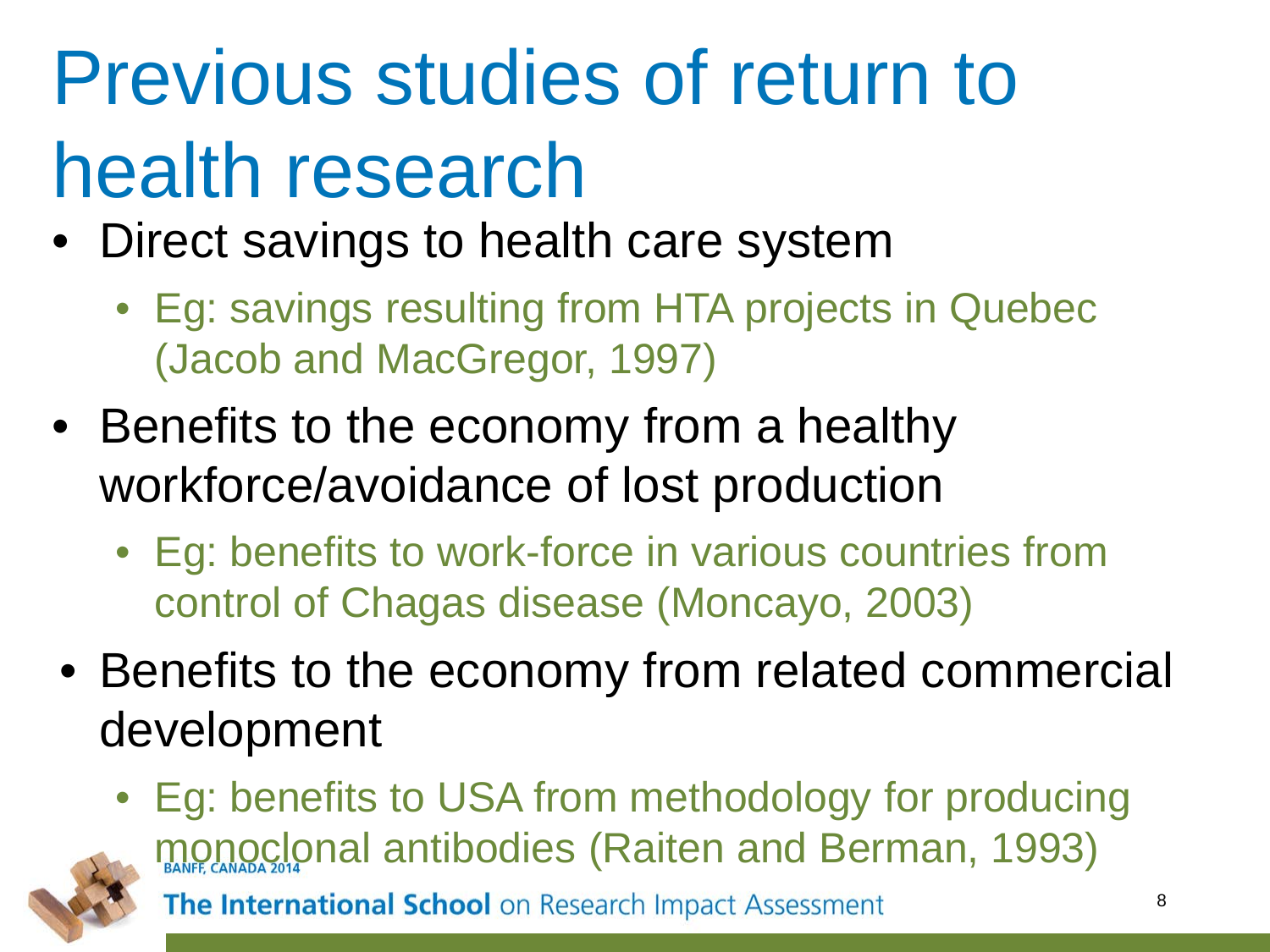# Previous studies of return to health research

- Direct savings to health care system
  - Eg: savings resulting from HTA projects in Quebec (Jacob and MacGregor, 1997)
- Benefits to the economy from a healthy workforce/avoidance of lost production
  - Eg: benefits to work-force in various countries from control of Chagas disease (Moncayo, 2003)
- Benefits to the economy from related commercial development
  - Eg: benefits to USA from methodology for producing monoclonal antibodies (Raiten and Berman, 1993)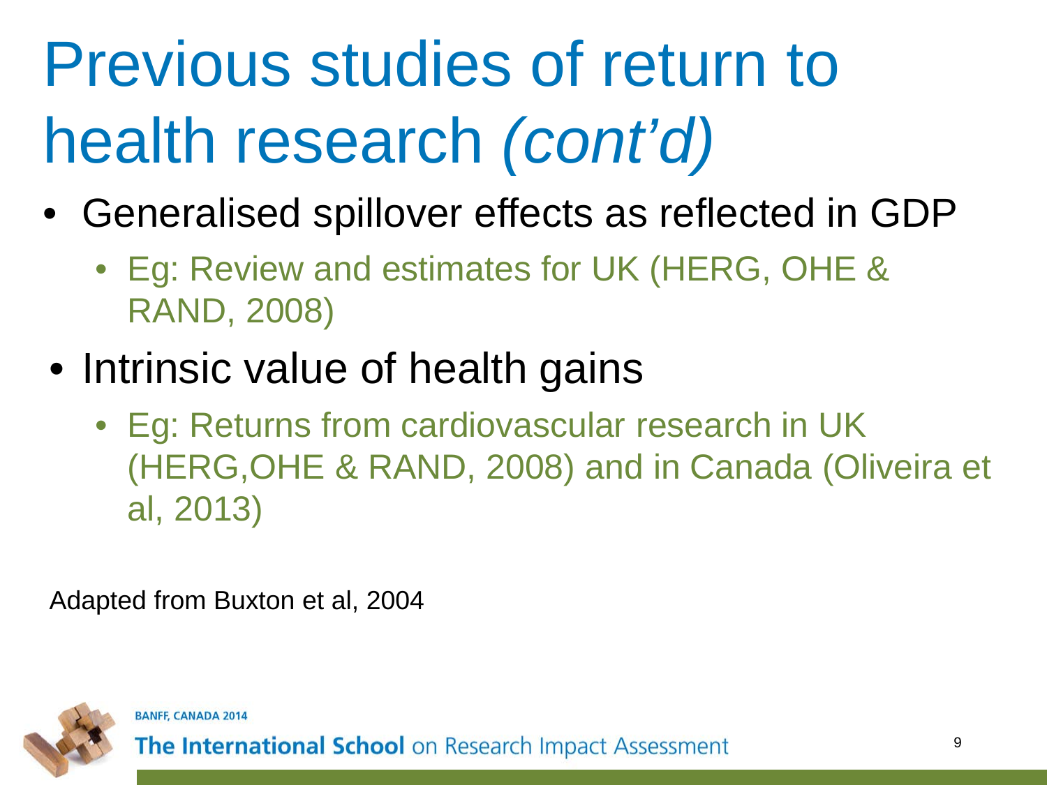# Previous studies of return to health research *(cont'd)*

- Generalised spillover effects as reflected in GDP
  - Eg: Review and estimates for UK (HERG, OHE & RAND, 2008)
- Intrinsic value of health gains
  - Eg: Returns from cardiovascular research in UK (HERG,OHE & RAND, 2008) and in Canada (Oliveira et al, 2013)

Adapted from Buxton et al, 2004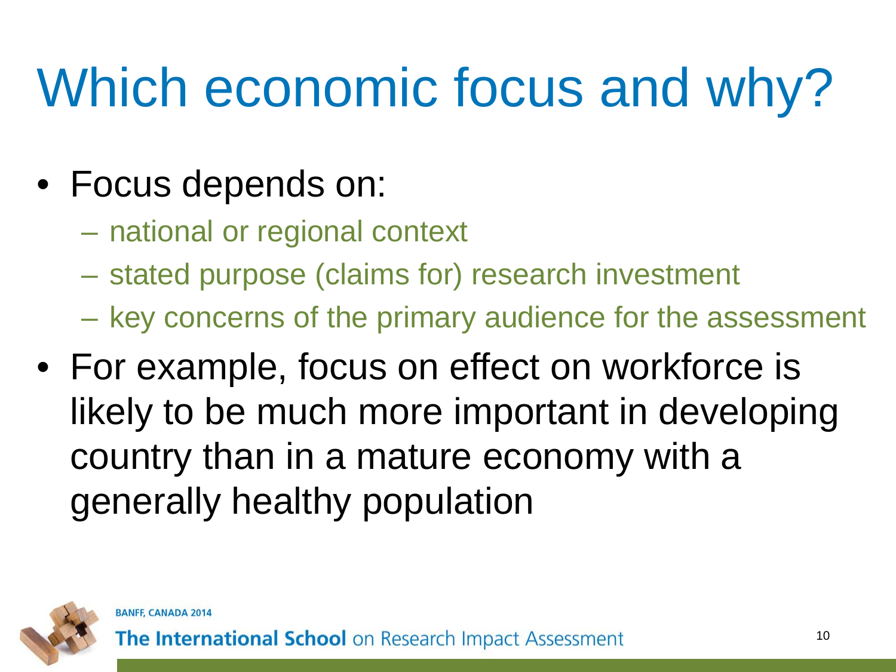# Which economic focus and why?

- Focus depends on:
  - national or regional context
  - stated purpose (claims for) research investment
  - key concerns of the primary audience for the assessment
- For example, focus on effect on workforce is likely to be much more important in developing country than in a mature economy with a generally healthy population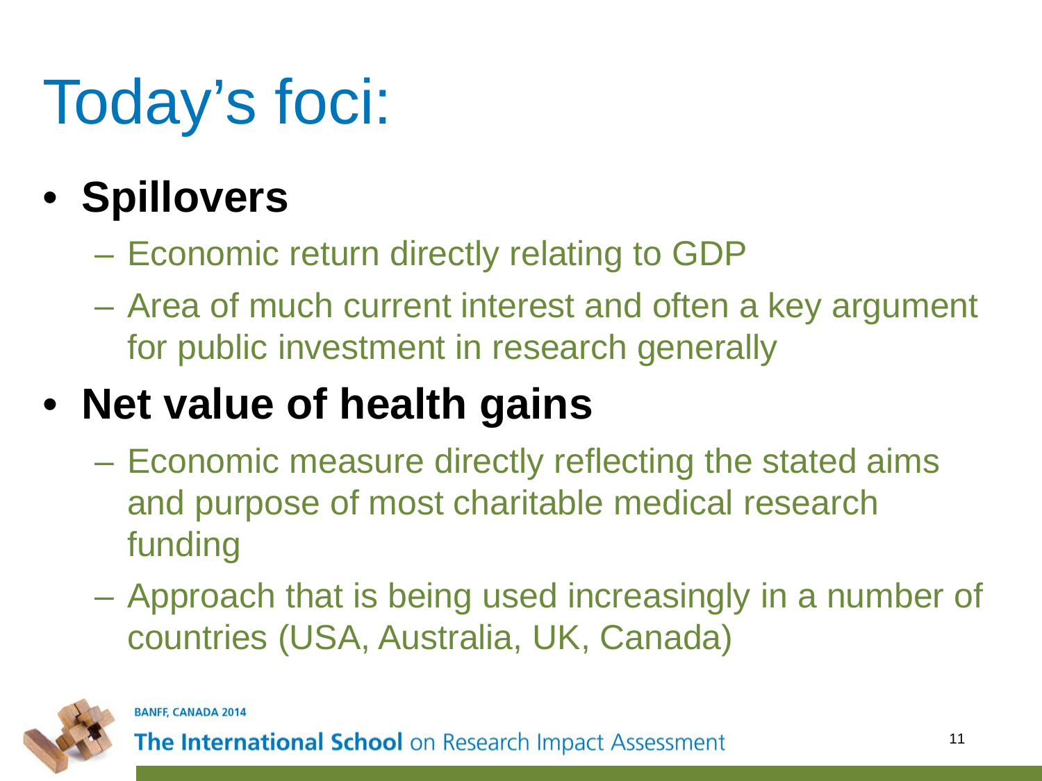# Today's foci:

- **Spillovers**
  - Economic return directly relating to GDP
  - Area of much current interest and often a key argument for public investment in research generally
- **Net value of health gains**
  - Economic measure directly reflecting the stated aims and purpose of most charitable medical research funding
  - Approach that is being used increasingly in a number of countries (USA, Australia, UK, Canada)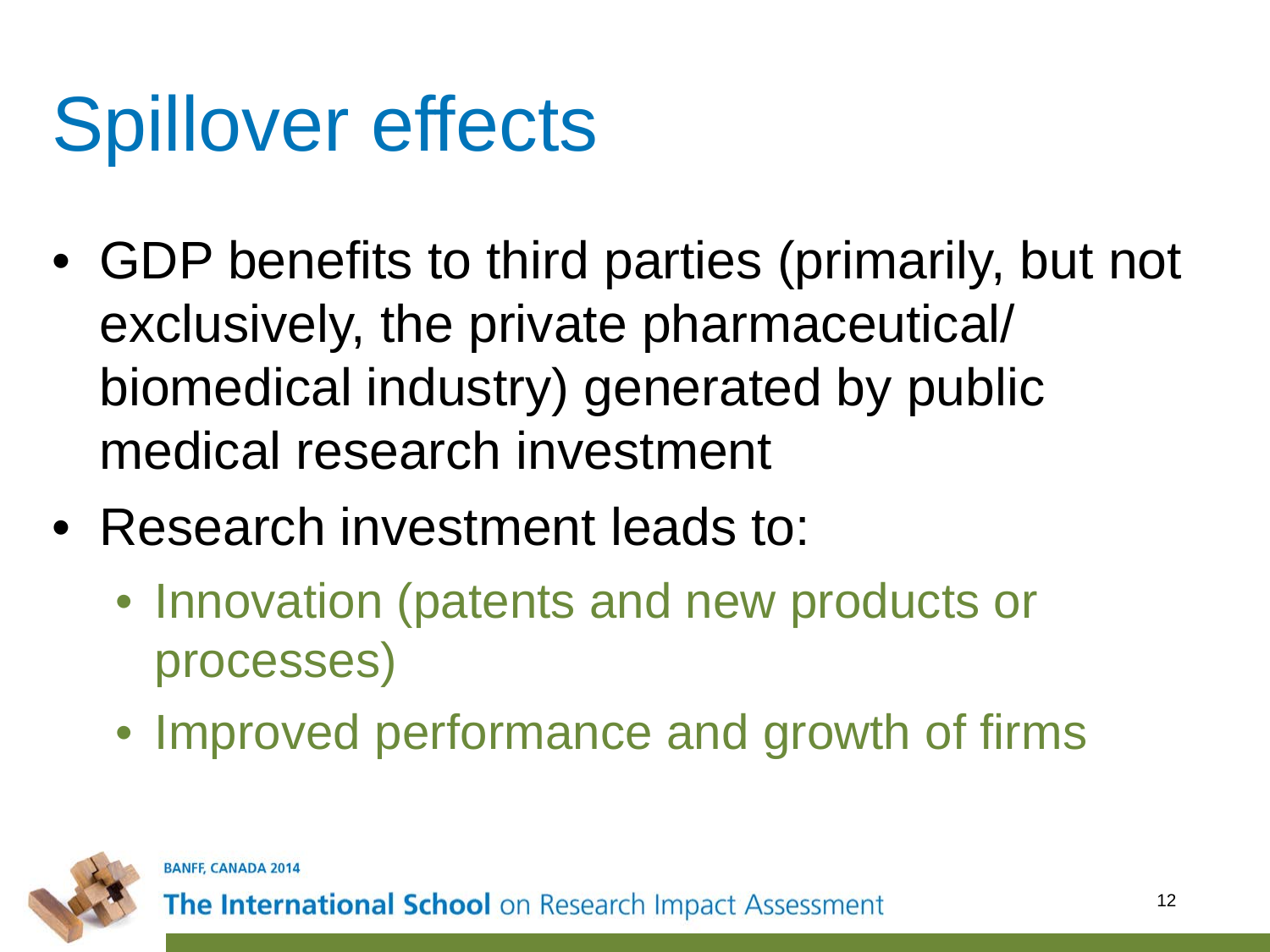# Spillover effects

- GDP benefits to third parties (primarily, but not exclusively, the private pharmaceutical/ biomedical industry) generated by public medical research investment
- Research investment leads to:
  - Innovation (patents and new products or processes)
  - Improved performance and growth of firms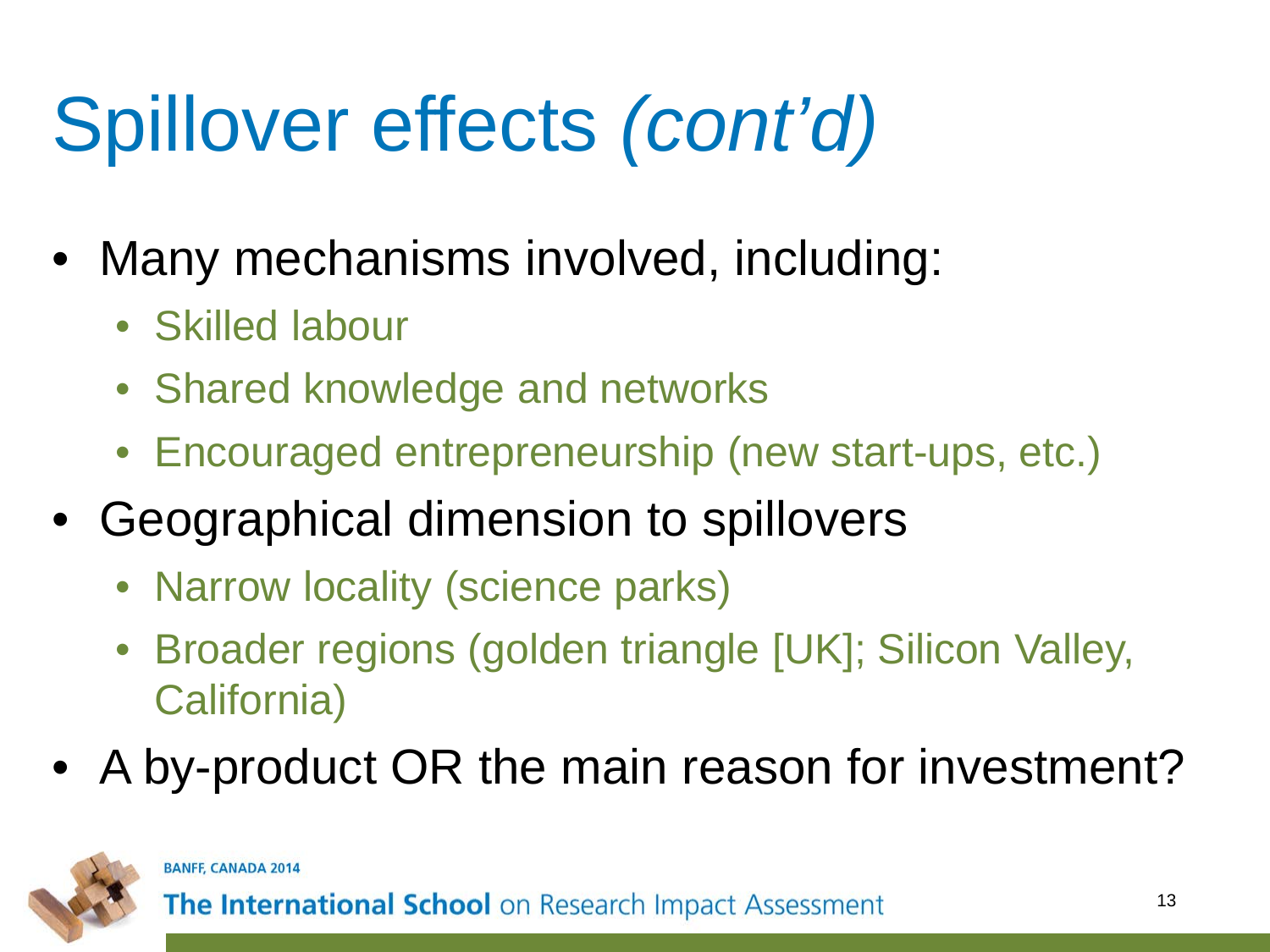# Spillover effects *(cont'd)*

- Many mechanisms involved, including:
  - Skilled labour
  - Shared knowledge and networks
  - Encouraged entrepreneurship (new start-ups, etc.)
- Geographical dimension to spillovers
  - Narrow locality (science parks)
  - Broader regions (golden triangle [UK]; Silicon Valley, California)
- A by-product OR the main reason for investment?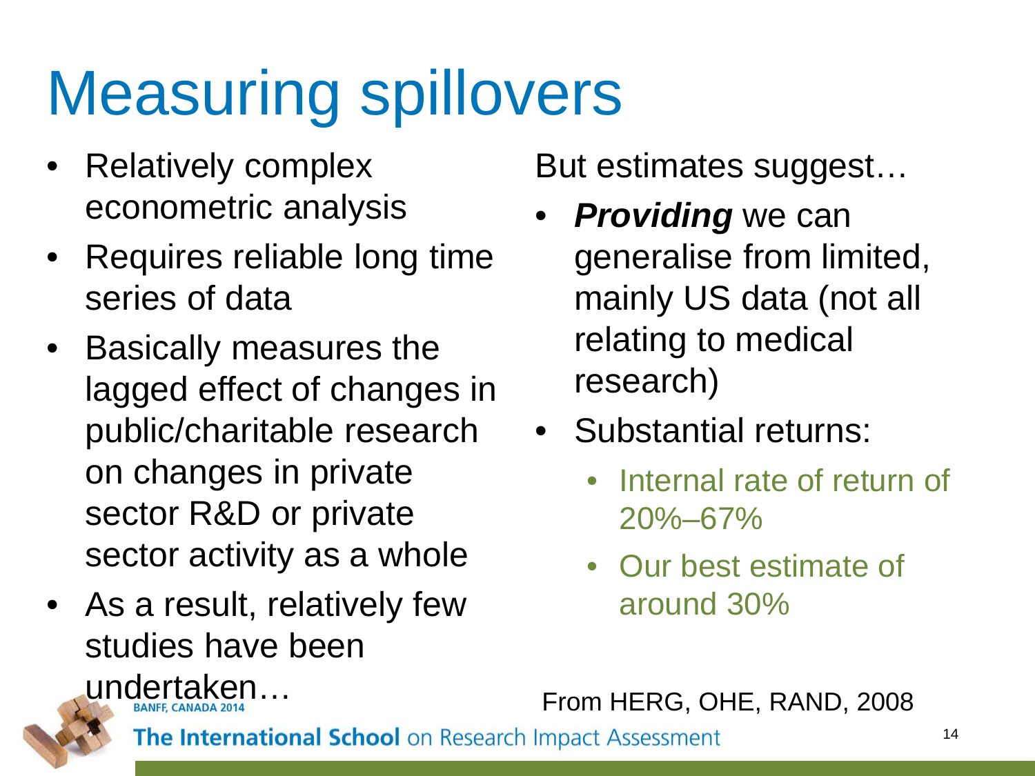# Measuring spillovers

- Relatively complex econometric analysis
- Requires reliable long time series of data
- Basically measures the lagged effect of changes in public/charitable research on changes in private sector R&D or private sector activity as a whole
- As a result, relatively few studies have been undertaken…

But estimates suggest…

- ***Providing*** we can generalise from limited, mainly US data (not all relating to medical research)
- Substantial returns:
  - Internal rate of return of 20%–67%
  - Our best estimate of around 30%

From HERG, OHE, RAND, 2008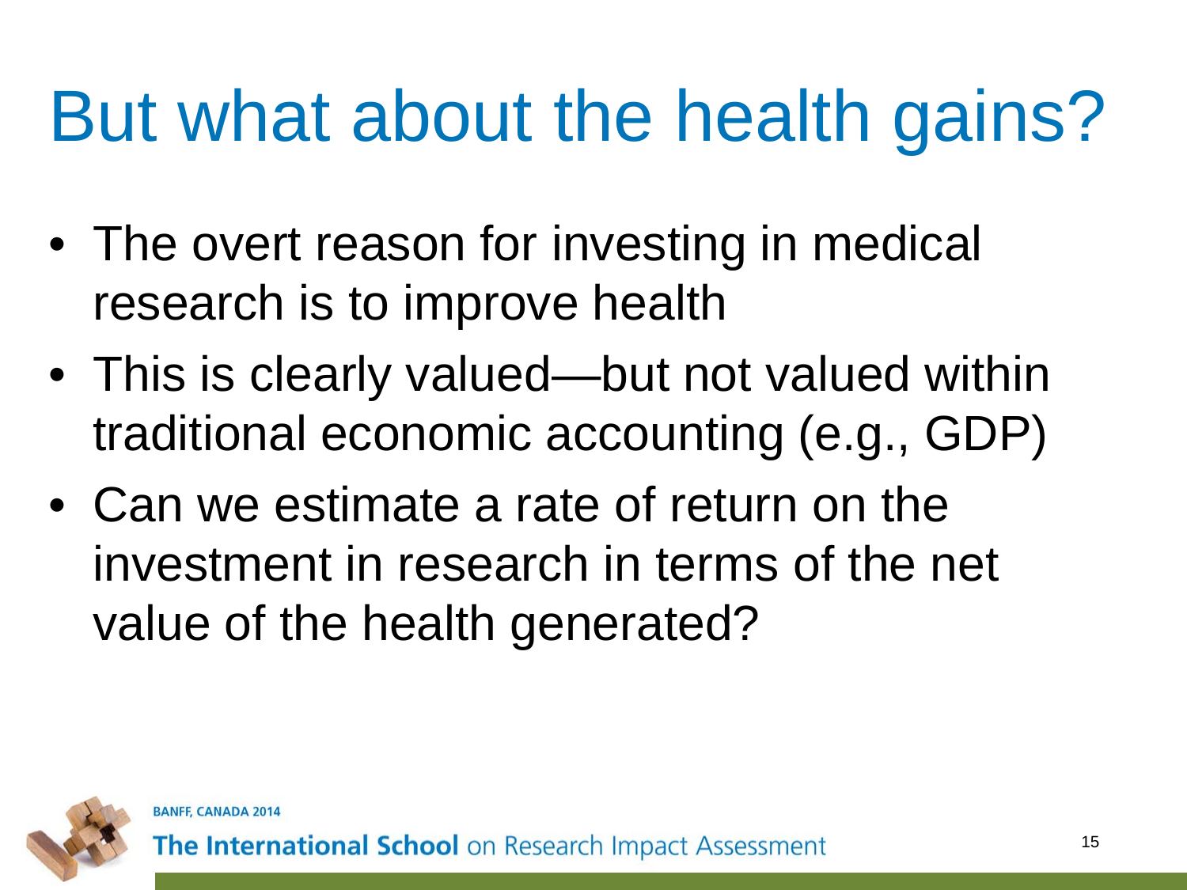# But what about the health gains?

- The overt reason for investing in medical research is to improve health
- This is clearly valued—but not valued within traditional economic accounting (e.g., GDP)
- Can we estimate a rate of return on the investment in research in terms of the net value of the health generated?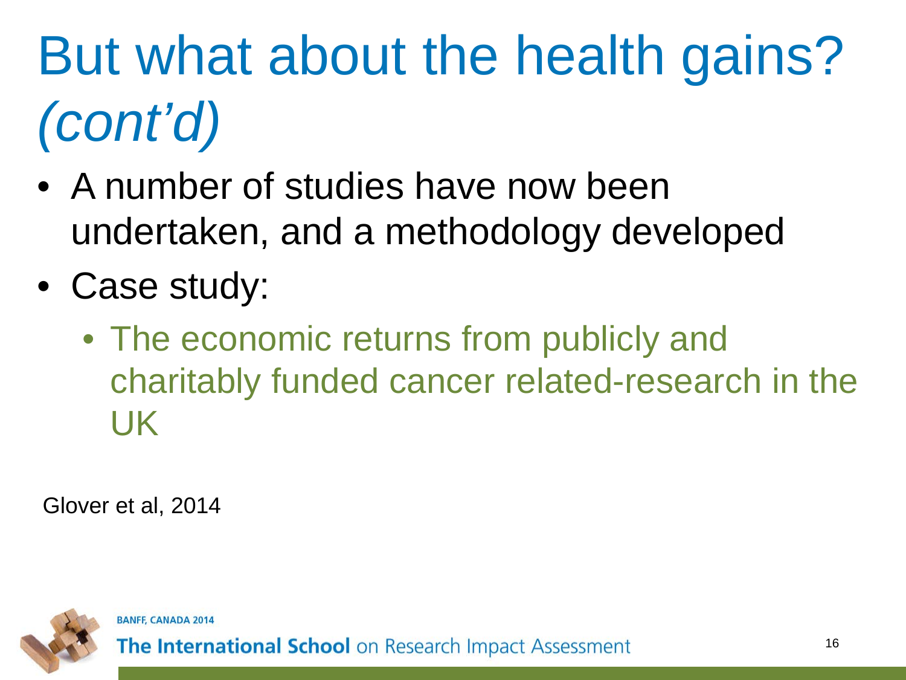# But what about the health gains? *(cont'd)*

- A number of studies have now been undertaken, and a methodology developed
- Case study:
  - The economic returns from publicly and charitably funded cancer related-research in the UK

Glover et al, 2014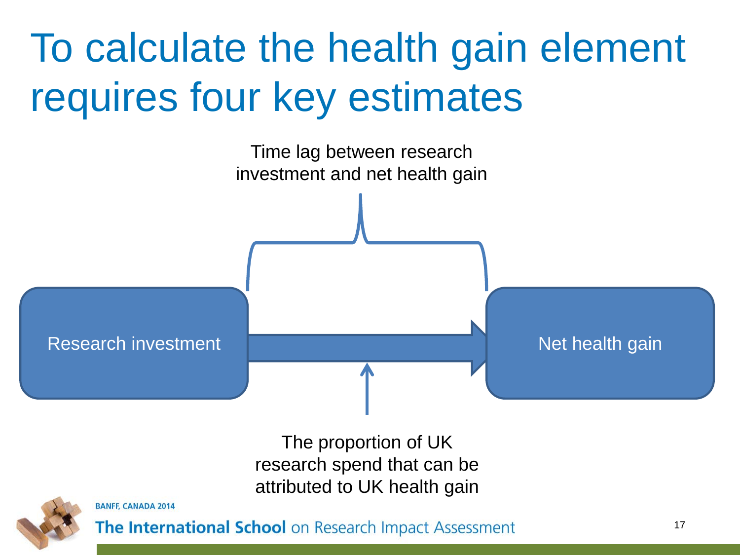# To calculate the health gain element requires four key estimates

Time lag between research investment and net health gain

Research investment → Net health gain

The proportion of UK research spend that can be attributed to UK health gain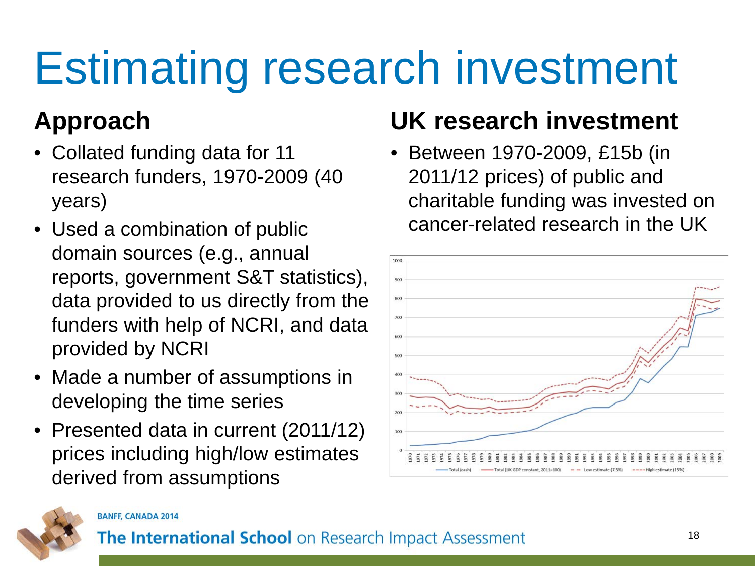# Estimating research investment

## Approach

- Collated funding data for 11 research funders, 1970-2009 (40 years)
- Used a combination of public domain sources (e.g., annual reports, government S&T statistics), data provided to us directly from the funders with help of NCRI, and data provided by NCRI
- Made a number of assumptions in developing the time series
- Presented data in current (2011/12) prices including high/low estimates derived from assumptions

## UK research investment

- Between 1970-2009, £15b (in 2011/12 prices) of public and charitable funding was invested on cancer-related research in the UK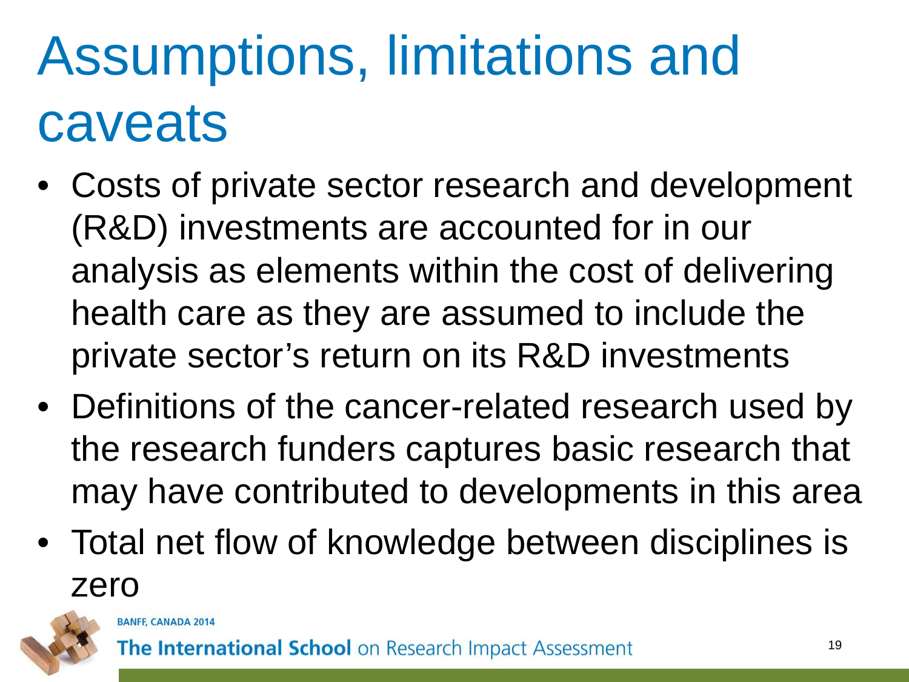# Assumptions, limitations and caveats

- Costs of private sector research and development (R&D) investments are accounted for in our analysis as elements within the cost of delivering health care as they are assumed to include the private sector's return on its R&D investments
- Definitions of the cancer-related research used by the research funders captures basic research that may have contributed to developments in this area
- Total net flow of knowledge between disciplines is zero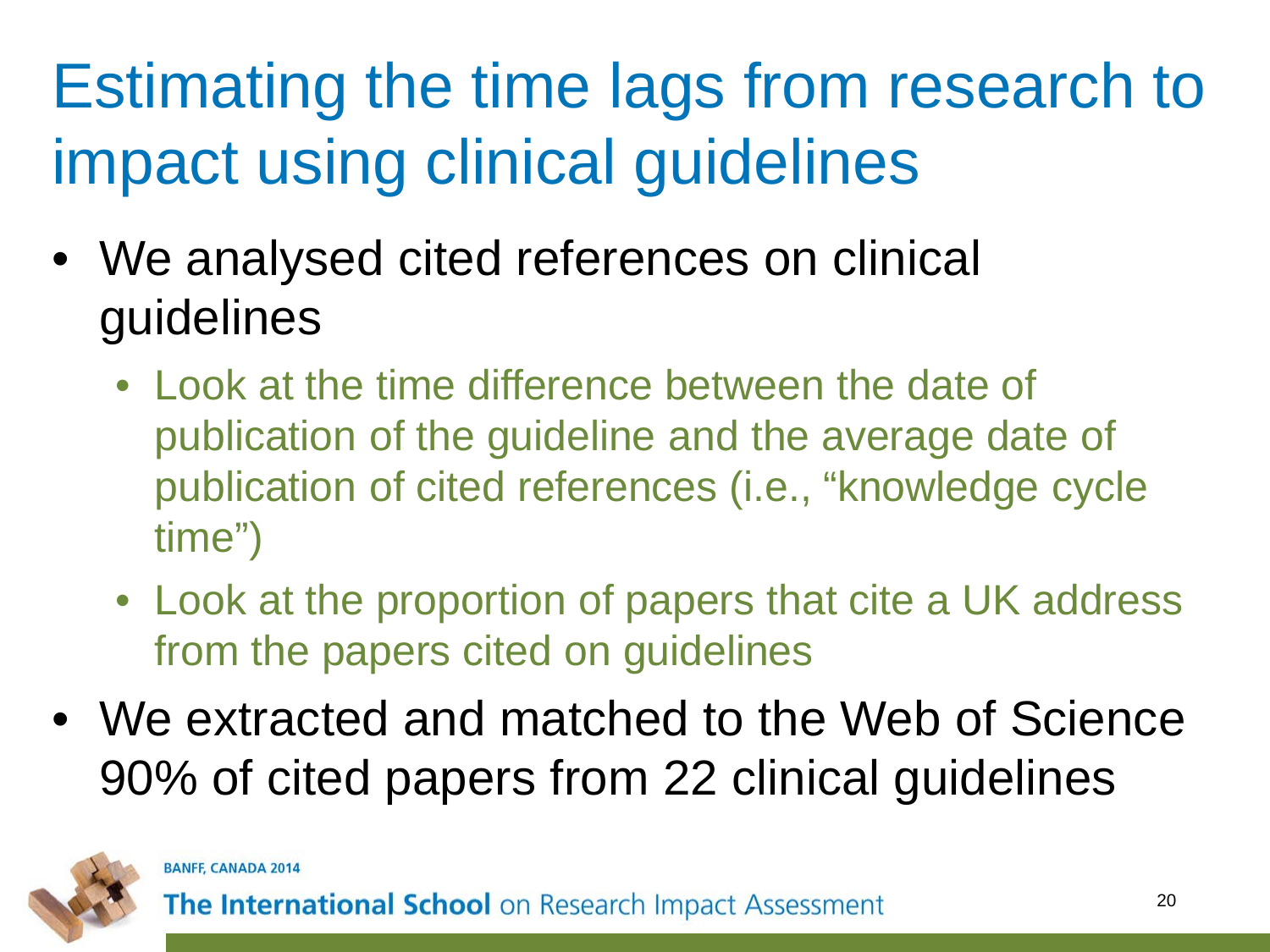# Estimating the time lags from research to impact using clinical guidelines

- We analysed cited references on clinical guidelines
  - Look at the time difference between the date of publication of the guideline and the average date of publication of cited references (i.e., “knowledge cycle time”)
  - Look at the proportion of papers that cite a UK address from the papers cited on guidelines
- We extracted and matched to the Web of Science 90% of cited papers from 22 clinical guidelines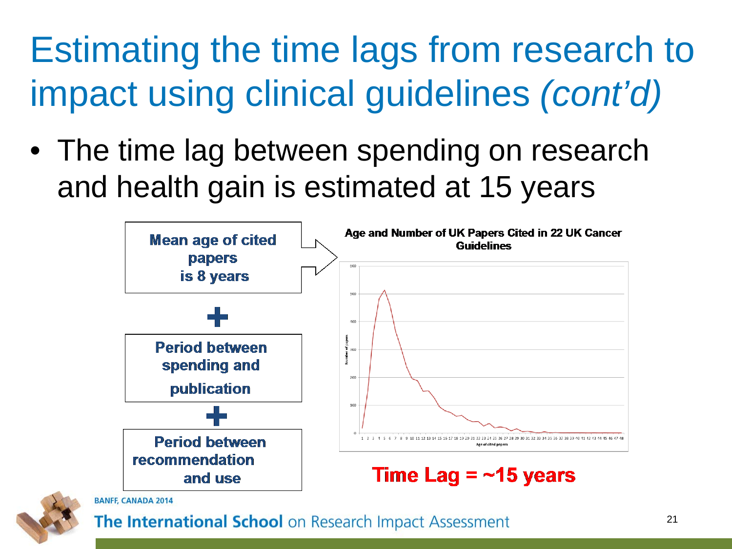# Estimating the time lags from research to impact using clinical guidelines *(cont'd)*

- The time lag between spending on research and health gain is estimated at 15 years

**Mean age of cited papers is 8 years**

**+**

**Period between spending and publication**

**+**

**Period between recommendation and use**

**Age and Number of UK Papers Cited in 22 UK Cancer Guidelines**

**Time Lag = ~15 years**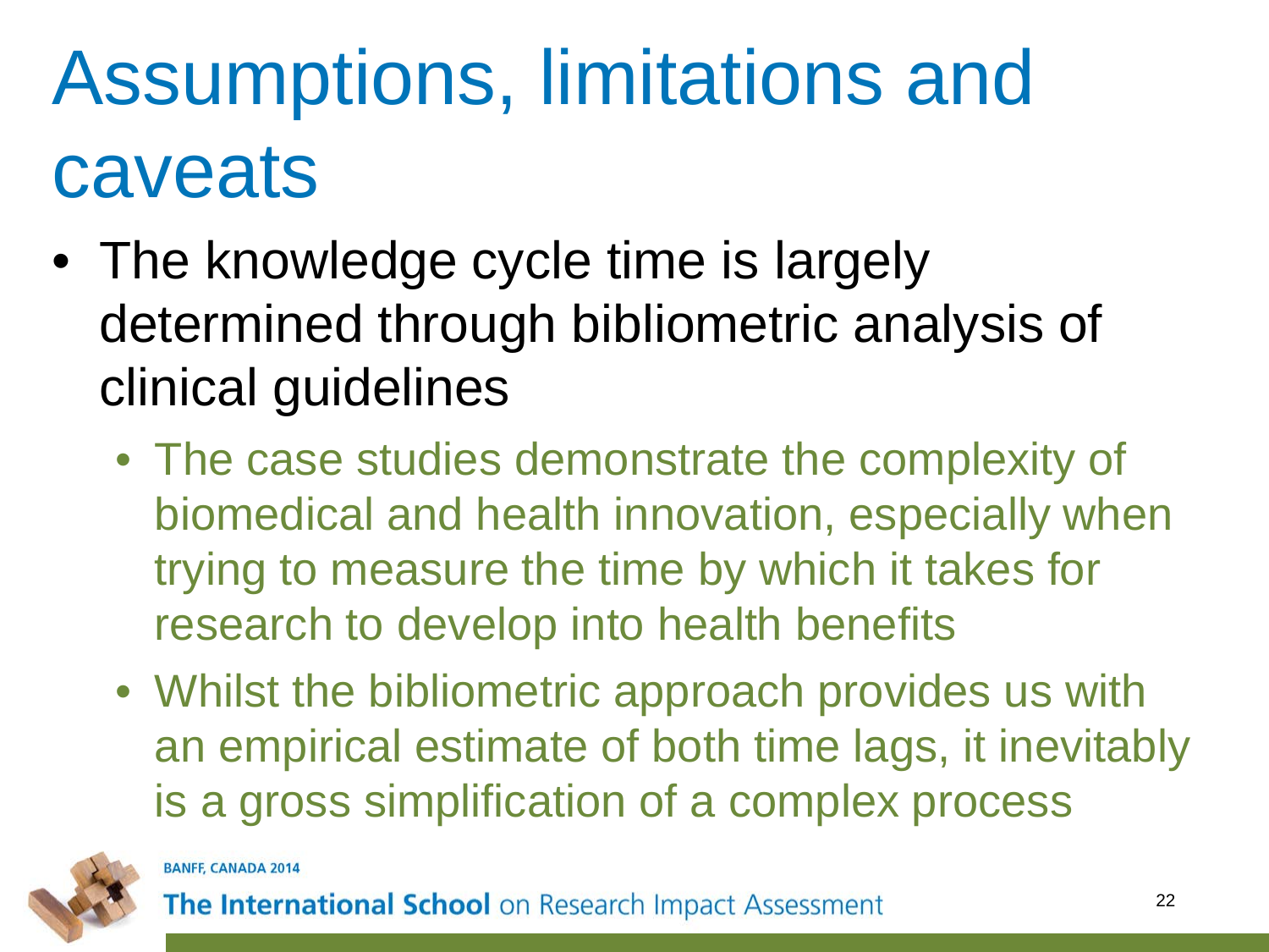# Assumptions, limitations and caveats

- The knowledge cycle time is largely determined through bibliometric analysis of clinical guidelines
  - The case studies demonstrate the complexity of biomedical and health innovation, especially when trying to measure the time by which it takes for research to develop into health benefits
  - Whilst the bibliometric approach provides us with an empirical estimate of both time lags, it inevitably is a gross simplification of a complex process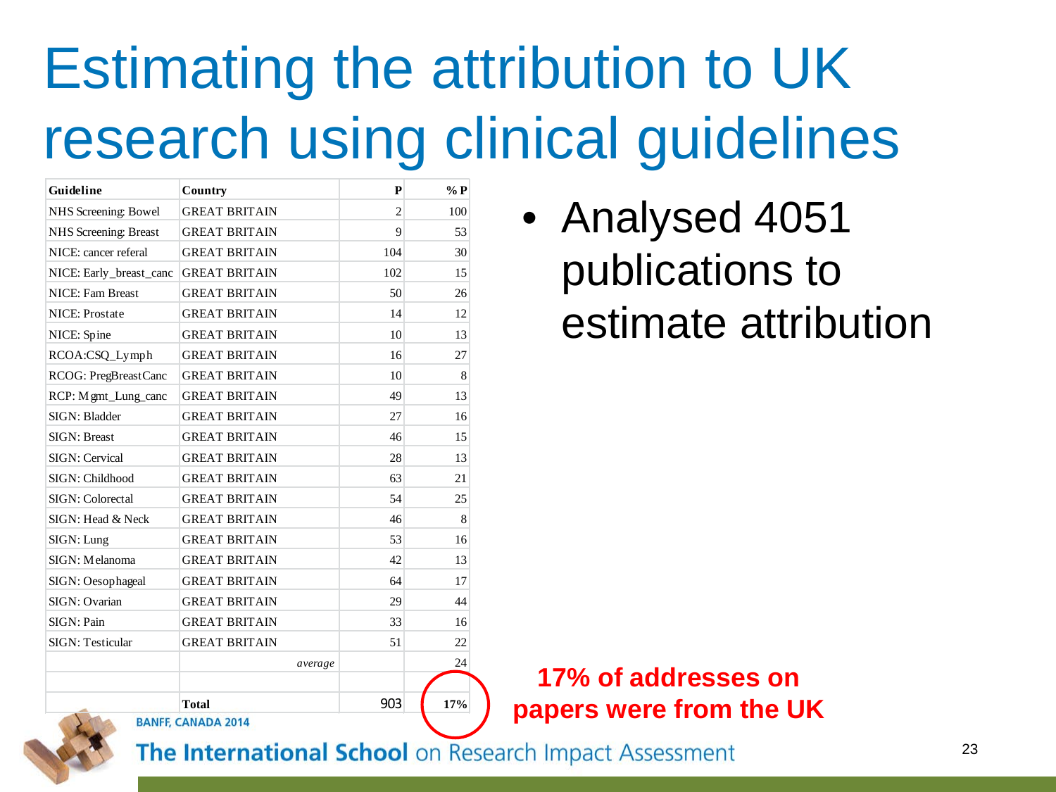# Estimating the attribution to UK research using clinical guidelines

| Guideline | Country | P | %P |
|---|---|---|---|
| NHS Screening: Bowel | GREAT BRITAIN | 2 | 100 |
| NHS Screening: Breast | GREAT BRITAIN | 9 | 53 |
| NICE: cancer referal | GREAT BRITAIN | 104 | 30 |
| NICE: Early_breast_canc | GREAT BRITAIN | 102 | 15 |
| NICE: Fam Breast | GREAT BRITAIN | 50 | 26 |
| NICE: Prostate | GREAT BRITAIN | 14 | 12 |
| NICE: Spine | GREAT BRITAIN | 10 | 13 |
| RCOA:CSQ_Lymph | GREAT BRITAIN | 16 | 27 |
| RCOG: PregBreastCanc | GREAT BRITAIN | 10 | 8 |
| RCP: Mgmt_Lung_canc | GREAT BRITAIN | 49 | 13 |
| SIGN: Bladder | GREAT BRITAIN | 27 | 16 |
| SIGN: Breast | GREAT BRITAIN | 46 | 15 |
| SIGN: Cervical | GREAT BRITAIN | 28 | 13 |
| SIGN: Childhood | GREAT BRITAIN | 63 | 21 |
| SIGN: Colorectal | GREAT BRITAIN | 54 | 25 |
| SIGN: Head & Neck | GREAT BRITAIN | 46 | 8 |
| SIGN: Lung | GREAT BRITAIN | 53 | 16 |
| SIGN: Melanoma | GREAT BRITAIN | 42 | 13 |
| SIGN: Oesophageal | GREAT BRITAIN | 64 | 17 |
| SIGN: Ovarian | GREAT BRITAIN | 29 | 44 |
| SIGN: Pain | GREAT BRITAIN | 33 | 16 |
| SIGN: Testicular | GREAT BRITAIN | 51 | 22 |
| | *average* | | 24 |
| | | | |
| | **Total** | 903 | **17%** |

- Analysed 4051 publications to estimate attribution

**17% of addresses on papers were from the UK**

BANFF, CANADA 2014

**The International School** on Research Impact Assessment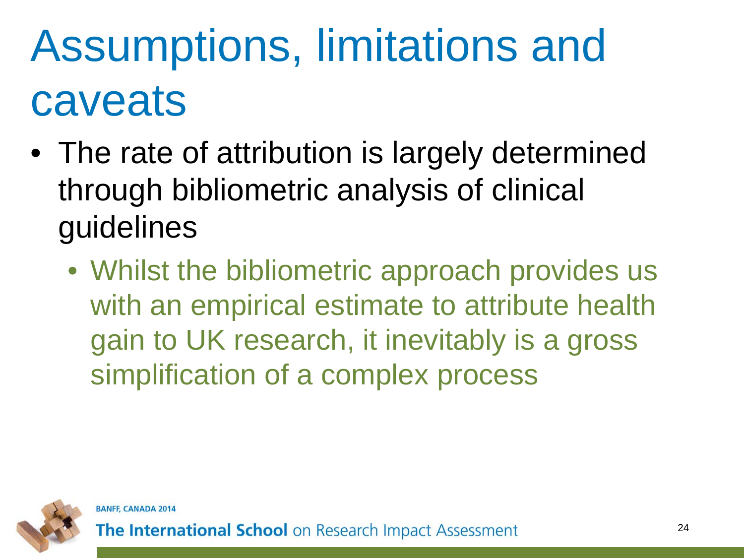# Assumptions, limitations and caveats

- The rate of attribution is largely determined through bibliometric analysis of clinical guidelines
  - Whilst the bibliometric approach provides us with an empirical estimate to attribute health gain to UK research, it inevitably is a gross simplification of a complex process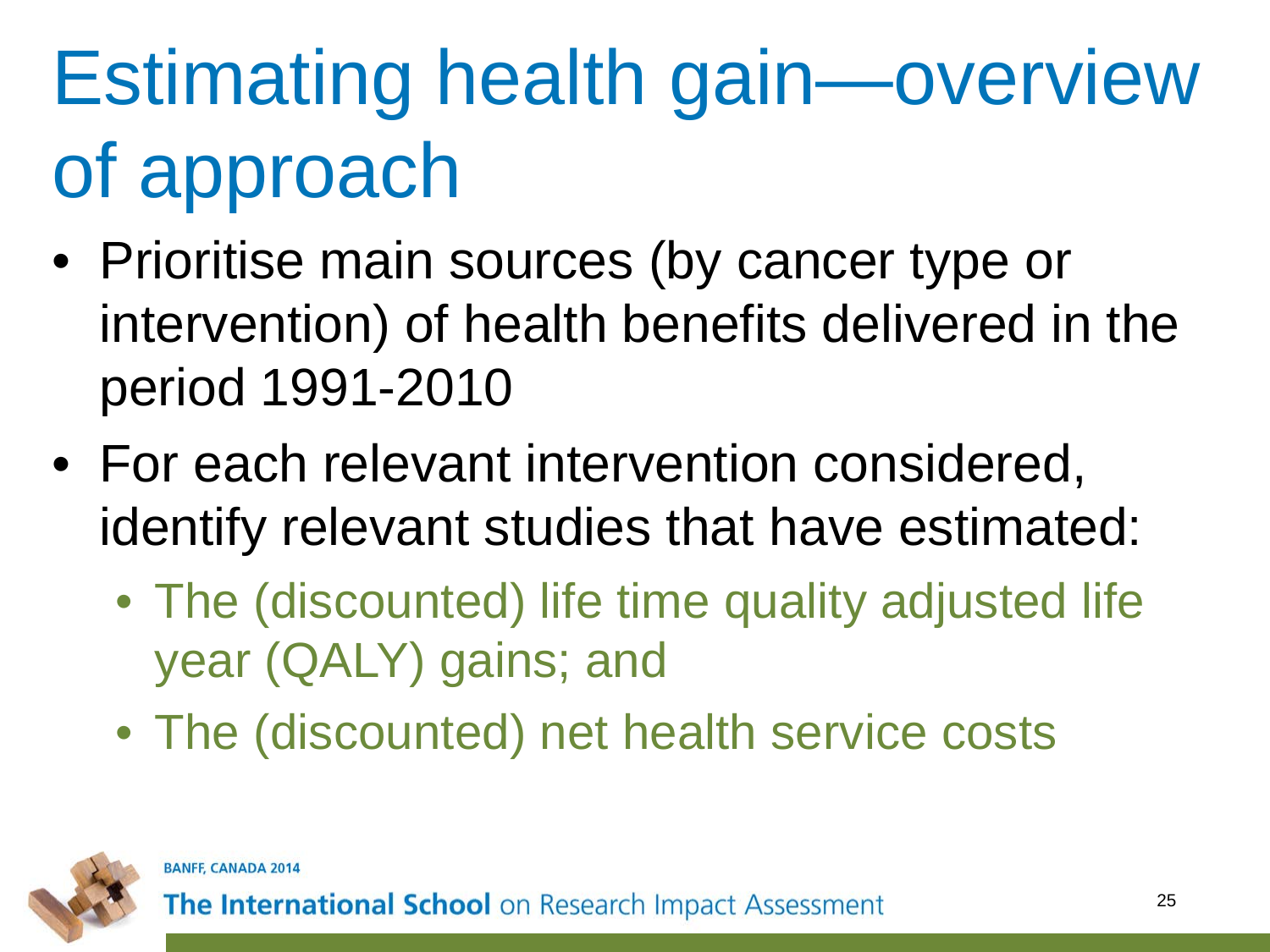# Estimating health gain—overview of approach

- Prioritise main sources (by cancer type or intervention) of health benefits delivered in the period 1991-2010
- For each relevant intervention considered, identify relevant studies that have estimated:
  - The (discounted) life time quality adjusted life year (QALY) gains; and
  - The (discounted) net health service costs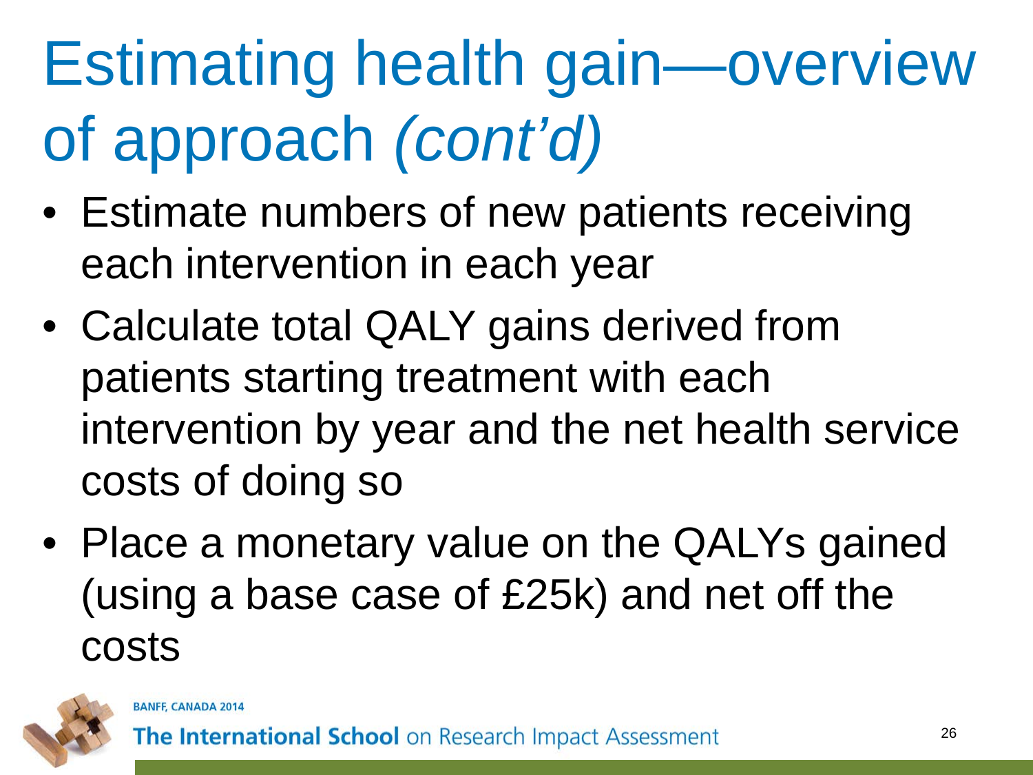# Estimating health gain—overview of approach *(cont'd)*

- Estimate numbers of new patients receiving each intervention in each year
- Calculate total QALY gains derived from patients starting treatment with each intervention by year and the net health service costs of doing so
- Place a monetary value on the QALYs gained (using a base case of £25k) and net off the costs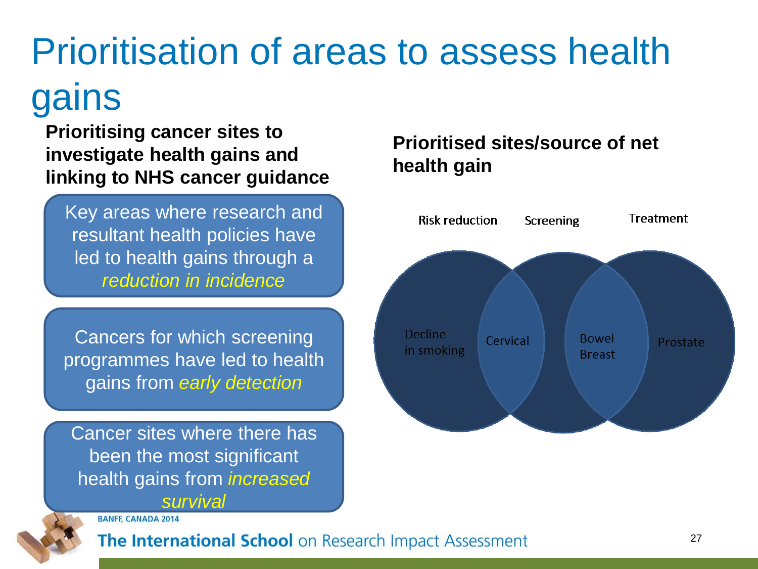# Prioritisation of areas to assess health gains

**Prioritising cancer sites to investigate health gains and linking to NHS cancer guidance**

Key areas where research and resultant health policies have led to health gains through a *reduction in incidence*

Cancers for which screening programmes have led to health gains from *early detection*

Cancer sites where there has been the most significant health gains from *increased survival*

**Prioritised sites/source of net health gain**

Risk reduction | Screening | Treatment

Decline in smoking

Cervical

Bowel
Breast

Prostate

BANFF, CANADA 2014

The International School on Research Impact Assessment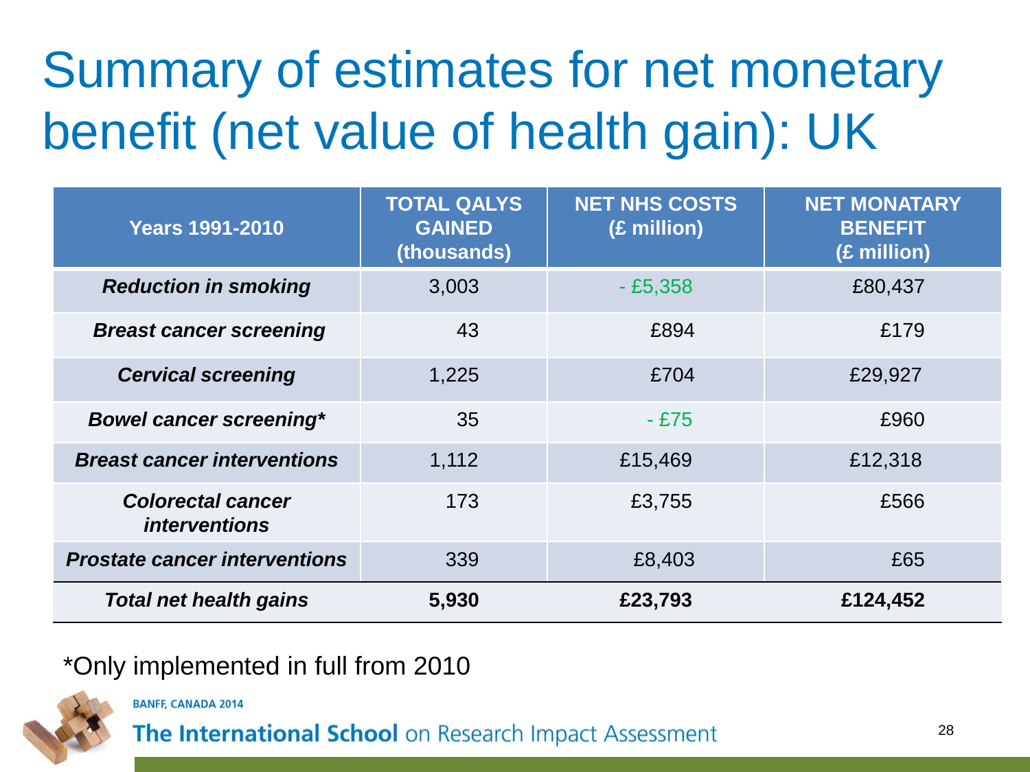# Summary of estimates for net monetary benefit (net value of health gain): UK

| Years 1991-2010 | TOTAL QALYS GAINED (thousands) | NET NHS COSTS (£ million) | NET MONATARY BENEFIT (£ million) |
|---|---|---|---|
| ***Reduction in smoking*** | 3,003 | - £5,358 | £80,437 |
| ***Breast cancer screening*** | 43 | £894 | £179 |
| ***Cervical screening*** | 1,225 | £704 | £29,927 |
| ***Bowel cancer screening**** | 35 | - £75 | £960 |
| ***Breast cancer interventions*** | 1,112 | £15,469 | £12,318 |
| ***Colorectal cancer interventions*** | 173 | £3,755 | £566 |
| ***Prostate cancer interventions*** | 339 | £8,403 | £65 |
| ***Total net health gains*** | **5,930** | **£23,793** | **£124,452** |

*Only implemented in full from 2010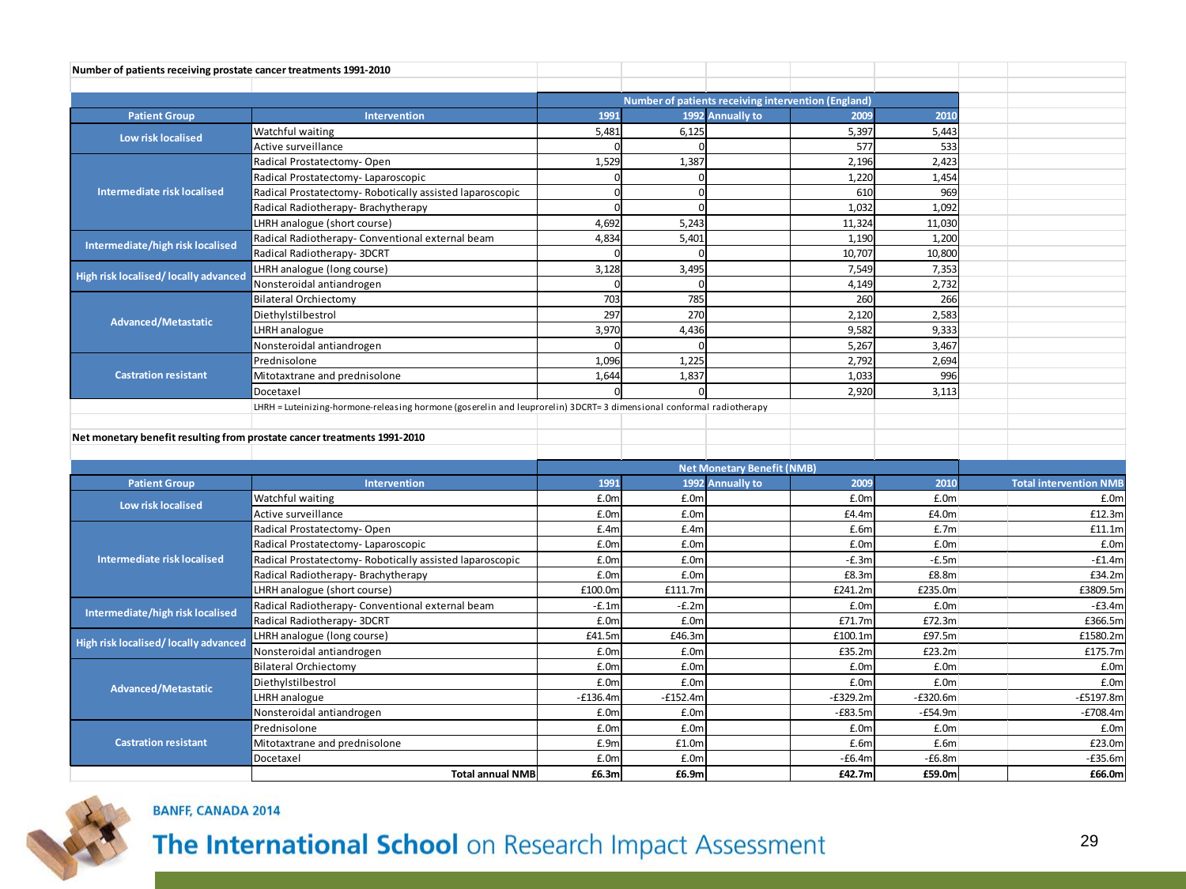**Number of patients receiving prostate cancer treatments 1991-2010**

| Patient Group | Intervention | Number of patients receiving intervention (England) | | | | |
|---|---|---|---|---|---|---|
| | | 1991 | 1992 | Annually to | 2009 | 2010 |
| Low risk localised | Watchful waiting | 5,481 | 6,125 | | 5,397 | 5,443 |
| | Active surveillance | 0 | 0 | | 577 | 533 |
| Intermediate risk localised | Radical Prostatectomy- Open | 1,529 | 1,387 | | 2,196 | 2,423 |
| | Radical Prostatectomy- Laparoscopic | 0 | 0 | | 1,220 | 1,454 |
| | Radical Prostatectomy- Robotically assisted laparoscopic | 0 | 0 | | 610 | 969 |
| | Radical Radiotherapy- Brachytherapy | 0 | 0 | | 1,032 | 1,092 |
| | LHRH analogue (short course) | 4,692 | 5,243 | | 11,324 | 11,030 |
| Intermediate/high risk localised | Radical Radiotherapy- Conventional external beam | 4,834 | 5,401 | | 1,190 | 1,200 |
| | Radical Radiotherapy- 3DCRT | 0 | 0 | | 10,707 | 10,800 |
| High risk localised/ locally advanced | LHRH analogue (long course) | 3,128 | 3,495 | | 7,549 | 7,353 |
| | Nonsteroidal antiandrogen | 0 | 0 | | 4,149 | 2,732 |
| Advanced/Metastatic | Bilateral Orchiectomy | 703 | 785 | | 260 | 266 |
| | Diethylstilbestrol | 297 | 270 | | 2,120 | 2,583 |
| | LHRH analogue | 3,970 | 4,436 | | 9,582 | 9,333 |
| | Nonsteroidal antiandrogen | 0 | 0 | | 5,267 | 3,467 |
| Castration resistant | Prednisolone | 1,096 | 1,225 | | 2,792 | 2,694 |
| | Mitotaxtrane and prednisolone | 1,644 | 1,837 | | 1,033 | 996 |
| | Docetaxel | 0 | 0 | | 2,920 | 3,113 |

LHRH = Luteinizing-hormone-releasing hormone (goserelin and leuprorelin) 3DCRT= 3 dimensional conformal radiotherapy

**Net monetary benefit resulting from prostate cancer treatments 1991-2010**

| Patient Group | Intervention | Net Monetary Benefit (NMB) | | | | | |
|---|---|---|---|---|---|---|---|
| | | 1991 | 1992 | Annually to | 2009 | 2010 | Total intervention NMB |
| Low risk localised | Watchful waiting | £.0m | £.0m | | £.0m | £.0m | £.0m |
| | Active surveillance | £.0m | £.0m | | £4.4m | £4.0m | £12.3m |
| Intermediate risk localised | Radical Prostatectomy- Open | £.4m | £.4m | | £.6m | £.7m | £11.1m |
| | Radical Prostatectomy- Laparoscopic | £.0m | £.0m | | £.0m | £.0m | £.0m |
| | Radical Prostatectomy- Robotically assisted laparoscopic | £.0m | £.0m | | -£.3m | -£.5m | -£1.4m |
| | Radical Radiotherapy- Brachytherapy | £.0m | £.0m | | £8.3m | £8.8m | £34.2m |
| | LHRH analogue (short course) | £100.0m | £111.7m | | £241.2m | £235.0m | £3809.5m |
| Intermediate/high risk localised | Radical Radiotherapy- Conventional external beam | -£.1m | -£.2m | | £.0m | £.0m | -£3.4m |
| | Radical Radiotherapy- 3DCRT | £.0m | £.0m | | £71.7m | £72.3m | £366.5m |
| High risk localised/ locally advanced | LHRH analogue (long course) | £41.5m | £46.3m | | £100.1m | £97.5m | £1580.2m |
| | Nonsteroidal antiandrogen | £.0m | £.0m | | £35.2m | £23.2m | £175.7m |
| Advanced/Metastatic | Bilateral Orchiectomy | £.0m | £.0m | | £.0m | £.0m | £.0m |
| | Diethylstilbestrol | £.0m | £.0m | | £.0m | £.0m | £.0m |
| | LHRH analogue | -£136.4m | -£152.4m | | -£329.2m | -£320.6m | -£5197.8m |
| | Nonsteroidal antiandrogen | £.0m | £.0m | | -£83.5m | -£54.9m | -£708.4m |
| Castration resistant | Prednisolone | £.0m | £.0m | | £.0m | £.0m | £.0m |
| | Mitotaxtrane and prednisolone | £.9m | £1.0m | | £.6m | £.6m | £23.0m |
| | Docetaxel | £.0m | £.0m | | -£6.4m | -£6.8m | -£35.6m |
| | **Total annual NMB** | **£6.3m** | **£6.9m** | | **£42.7m** | **£59.0m** | **£66.0m** |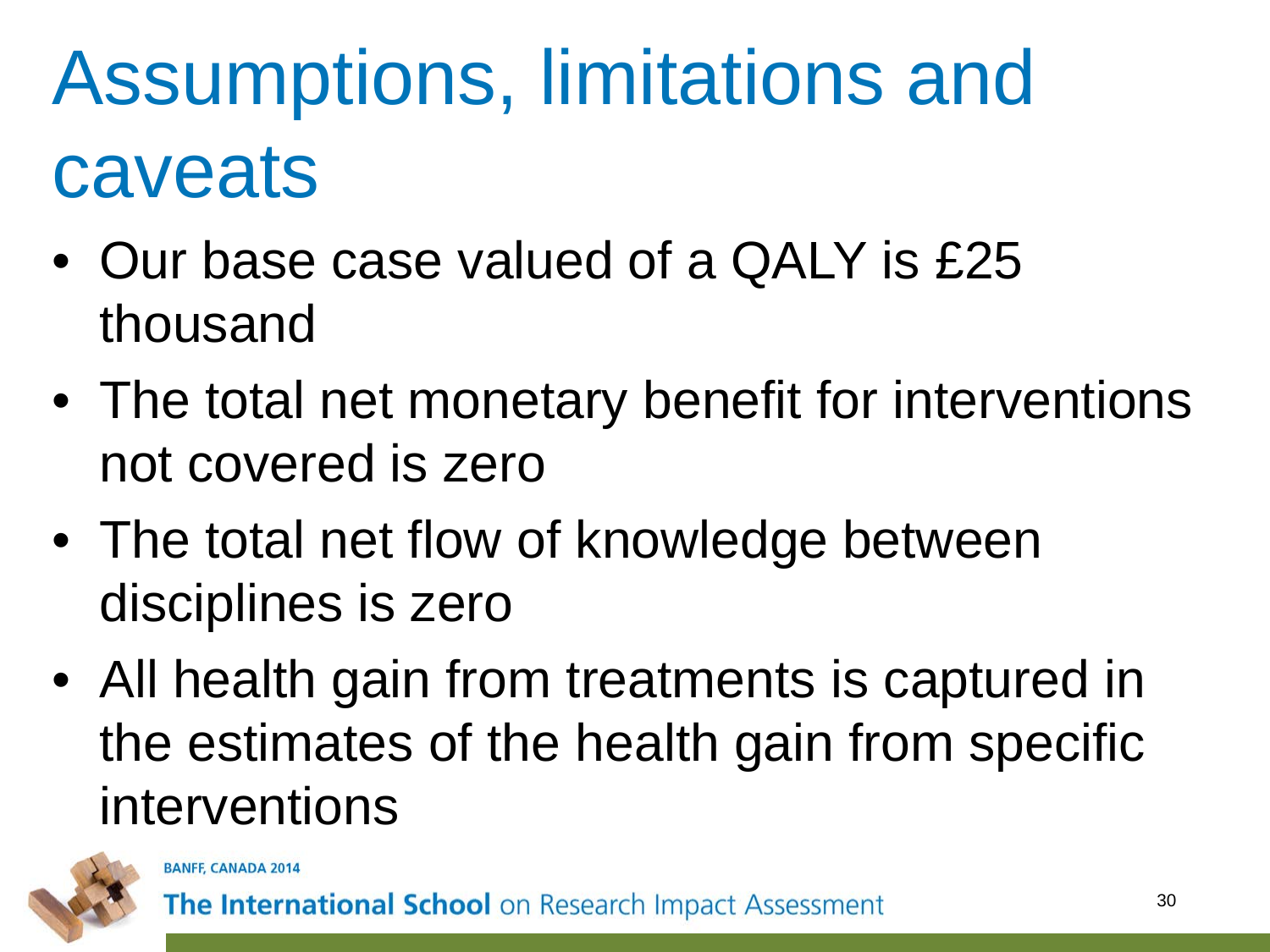# Assumptions, limitations and caveats

- Our base case valued of a QALY is £25 thousand
- The total net monetary benefit for interventions not covered is zero
- The total net flow of knowledge between disciplines is zero
- All health gain from treatments is captured in the estimates of the health gain from specific interventions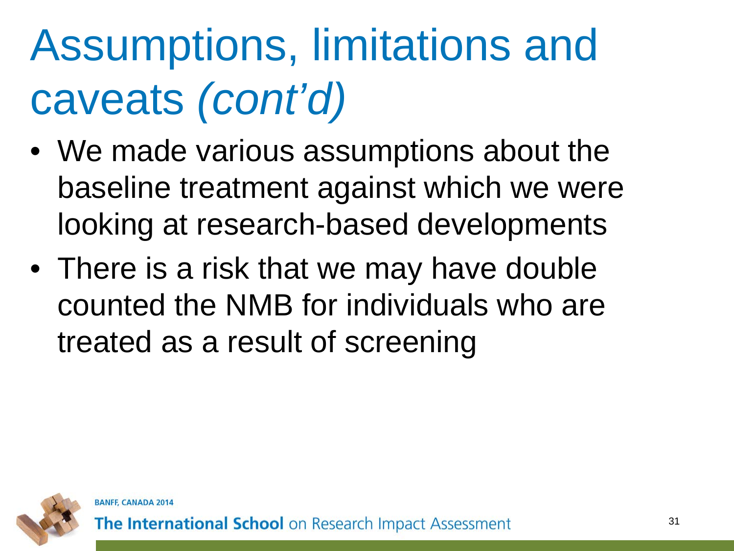# Assumptions, limitations and caveats *(cont'd)*

- We made various assumptions about the baseline treatment against which we were looking at research-based developments
- There is a risk that we may have double counted the NMB for individuals who are treated as a result of screening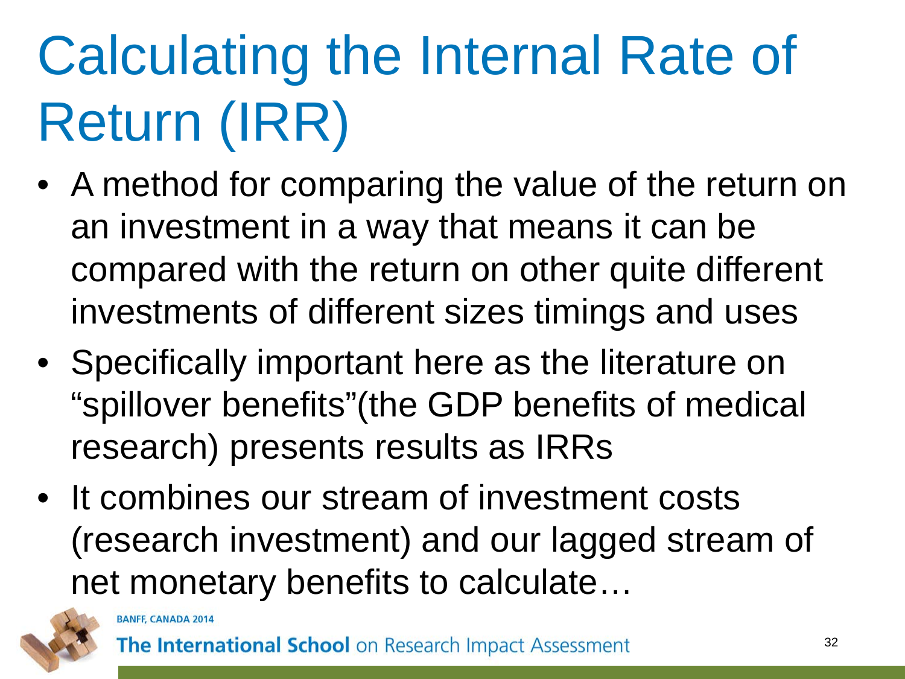# Calculating the Internal Rate of Return (IRR)

- A method for comparing the value of the return on an investment in a way that means it can be compared with the return on other quite different investments of different sizes timings and uses
- Specifically important here as the literature on "spillover benefits"(the GDP benefits of medical research) presents results as IRRs
- It combines our stream of investment costs (research investment) and our lagged stream of net monetary benefits to calculate…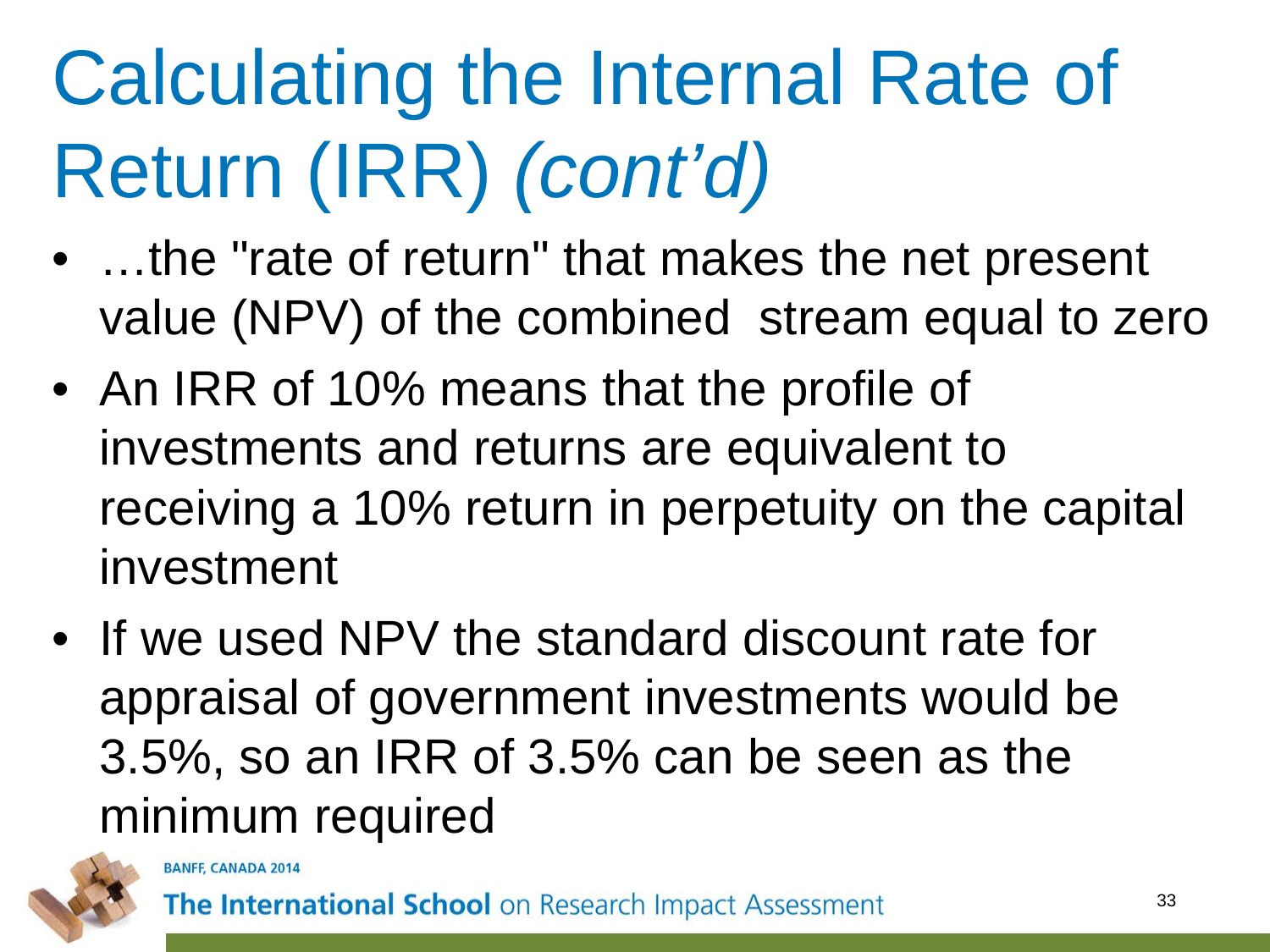# Calculating the Internal Rate of Return (IRR) *(cont'd)*

- …the "rate of return" that makes the net present value (NPV) of the combined stream equal to zero
- An IRR of 10% means that the profile of investments and returns are equivalent to receiving a 10% return in perpetuity on the capital investment
- If we used NPV the standard discount rate for appraisal of government investments would be 3.5%, so an IRR of 3.5% can be seen as the minimum required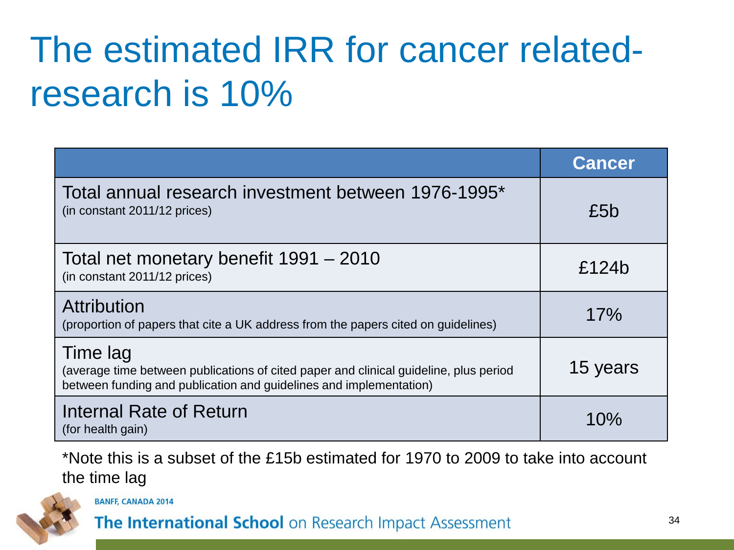# The estimated IRR for cancer related-research is 10%

| | Cancer |
|---|---|
| Total annual research investment between 1976-1995* (in constant 2011/12 prices) | £5b |
| Total net monetary benefit 1991 – 2010 (in constant 2011/12 prices) | £124b |
| Attribution (proportion of papers that cite a UK address from the papers cited on guidelines) | 17% |
| Time lag (average time between publications of cited paper and clinical guideline, plus period between funding and publication and guidelines and implementation) | 15 years |
| Internal Rate of Return (for health gain) | 10% |

*Note this is a subset of the £15b estimated for 1970 to 2009 to take into account the time lag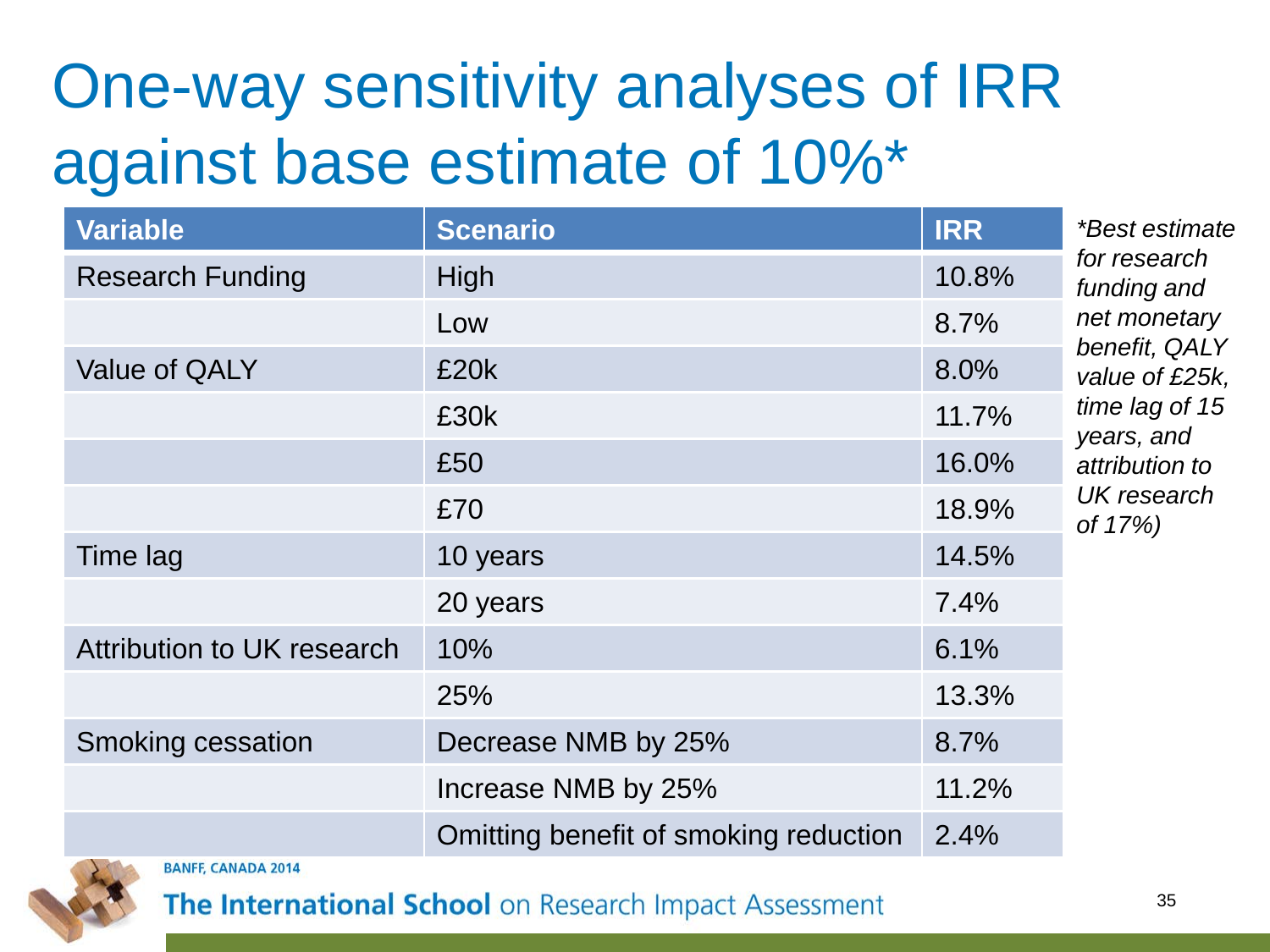# One-way sensitivity analyses of IRR against base estimate of 10%*

| Variable | Scenario | IRR |
|---|---|---|
| Research Funding | High | 10.8% |
| | Low | 8.7% |
| Value of QALY | £20k | 8.0% |
| | £30k | 11.7% |
| | £50 | 16.0% |
| | £70 | 18.9% |
| Time lag | 10 years | 14.5% |
| | 20 years | 7.4% |
| Attribution to UK research | 10% | 6.1% |
| | 25% | 13.3% |
| Smoking cessation | Decrease NMB by 25% | 8.7% |
| | Increase NMB by 25% | 11.2% |
| | Omitting benefit of smoking reduction | 2.4% |

*\*Best estimate for research funding and net monetary benefit, QALY value of £25k, time lag of 15 years, and attribution to UK research of 17%)*

BANFF, CANADA 2014

**The International School** on Research Impact Assessment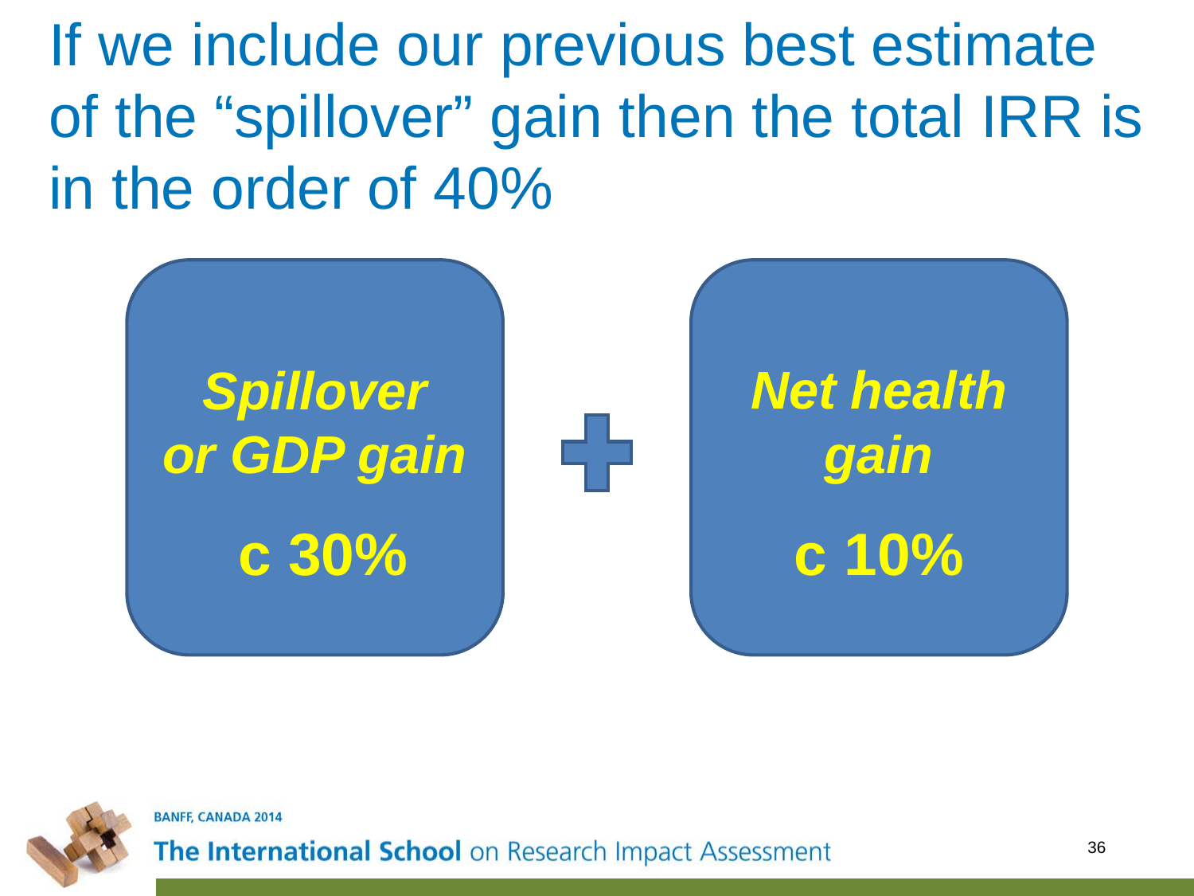# If we include our previous best estimate of the "spillover" gain then the total IRR is in the order of 40%

***Spillover or GDP gain***

**c 30%**

+

***Net health gain***

**c 10%**

BANFF, CANADA 2014

**The International School** on Research Impact Assessment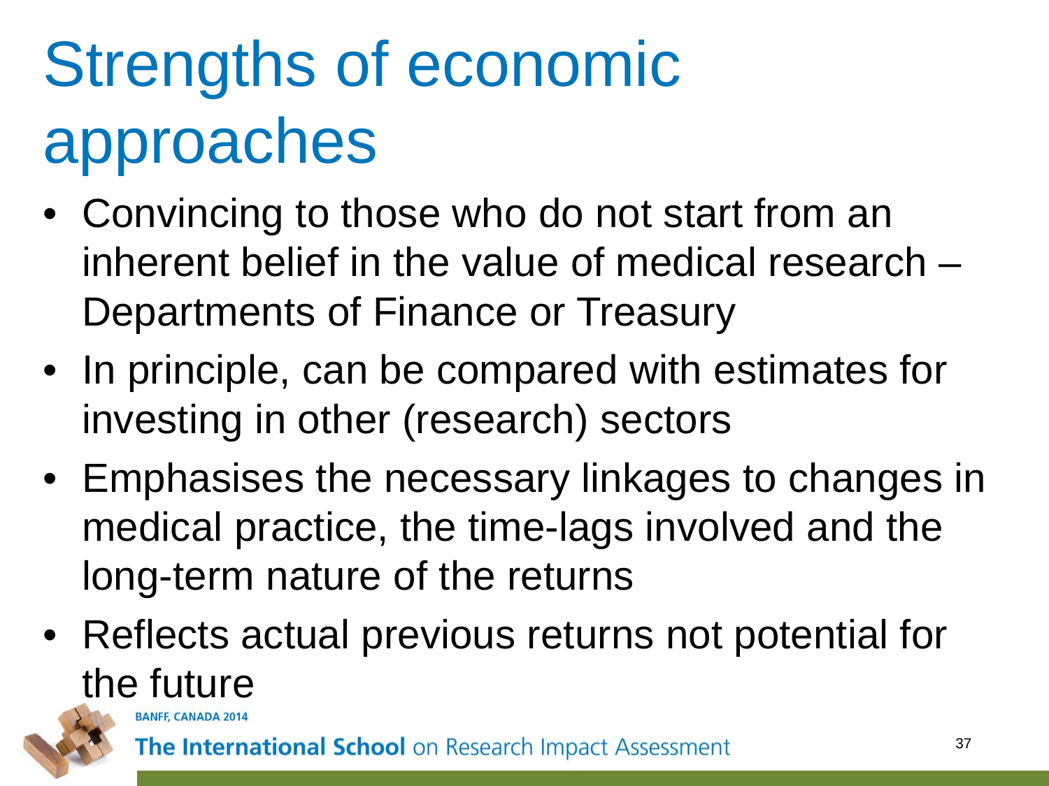# Strengths of economic approaches

- Convincing to those who do not start from an inherent belief in the value of medical research – Departments of Finance or Treasury
- In principle, can be compared with estimates for investing in other (research) sectors
- Emphasises the necessary linkages to changes in medical practice, the time-lags involved and the long-term nature of the returns
- Reflects actual previous returns not potential for the future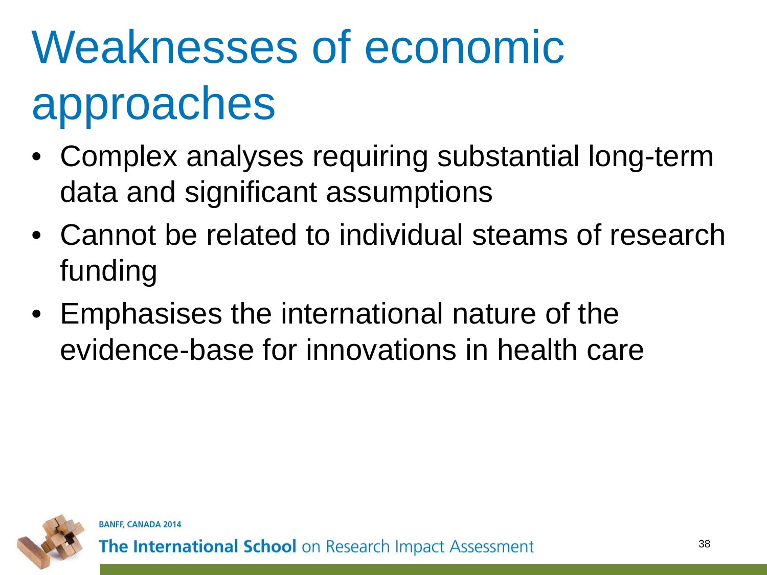# Weaknesses of economic approaches

- Complex analyses requiring substantial long-term data and significant assumptions
- Cannot be related to individual steams of research funding
- Emphasises the international nature of the evidence-base for innovations in health care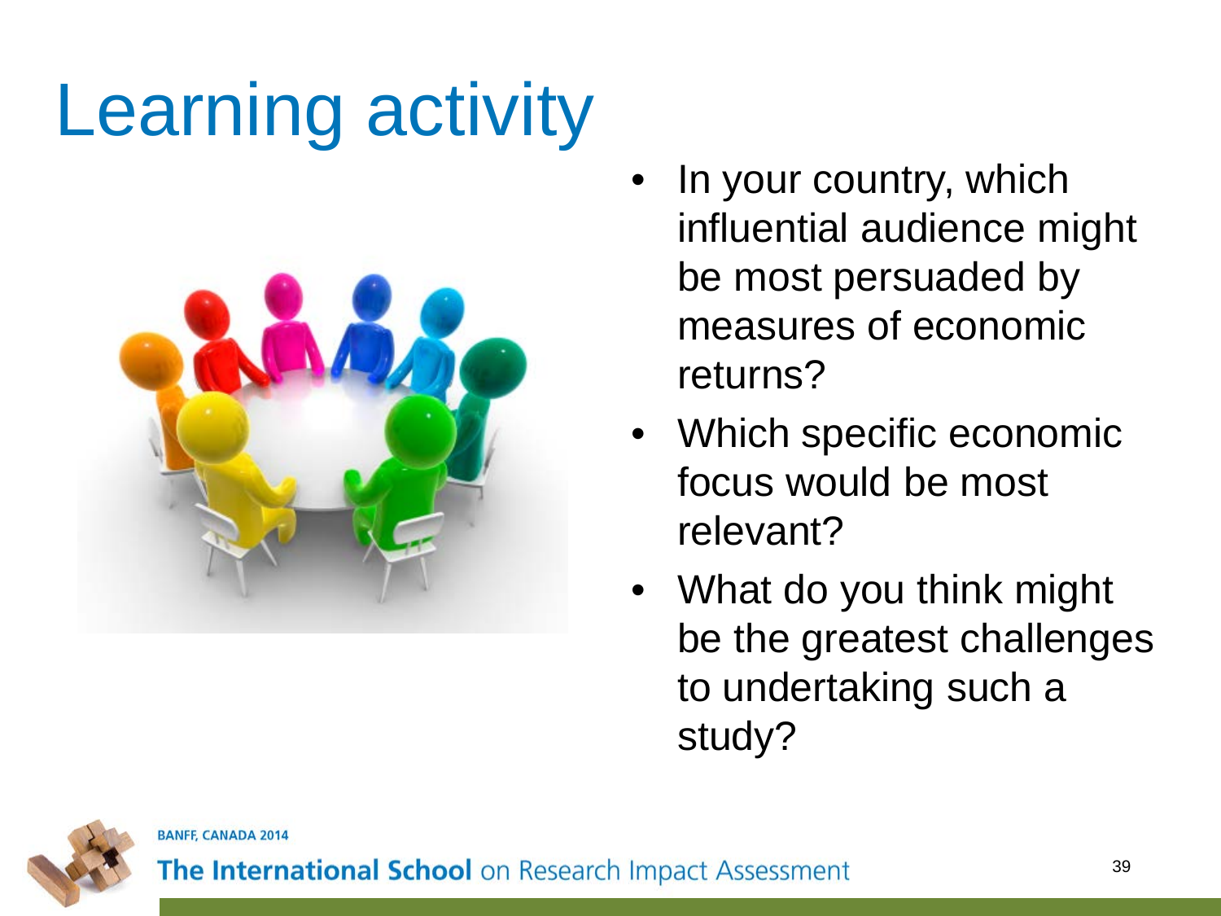# Learning activity

- In your country, which influential audience might be most persuaded by measures of economic returns?
- Which specific economic focus would be most relevant?
- What do you think might be the greatest challenges to undertaking such a study?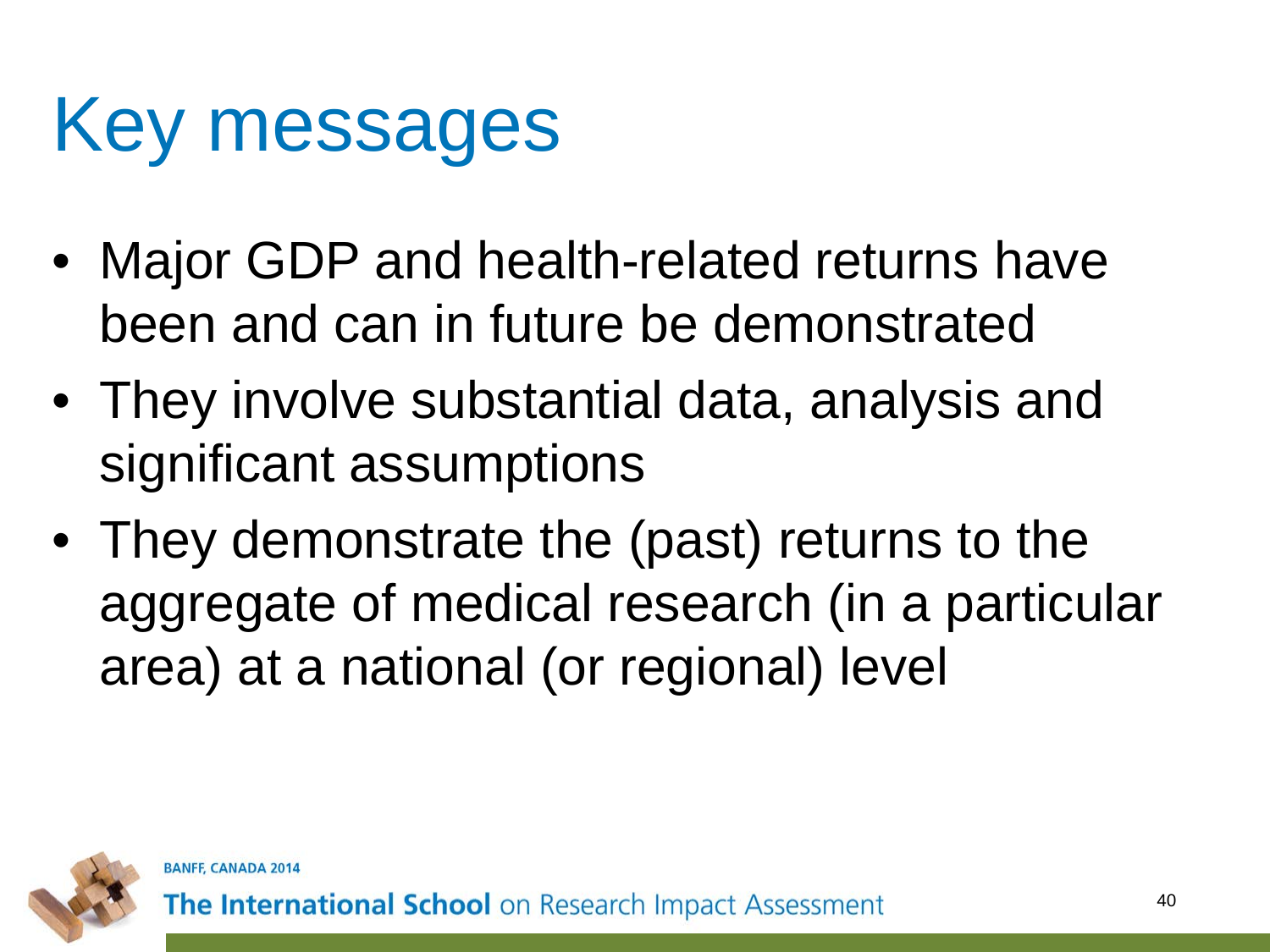# Key messages

- Major GDP and health-related returns have been and can in future be demonstrated
- They involve substantial data, analysis and significant assumptions
- They demonstrate the (past) returns to the aggregate of medical research (in a particular area) at a national (or regional) level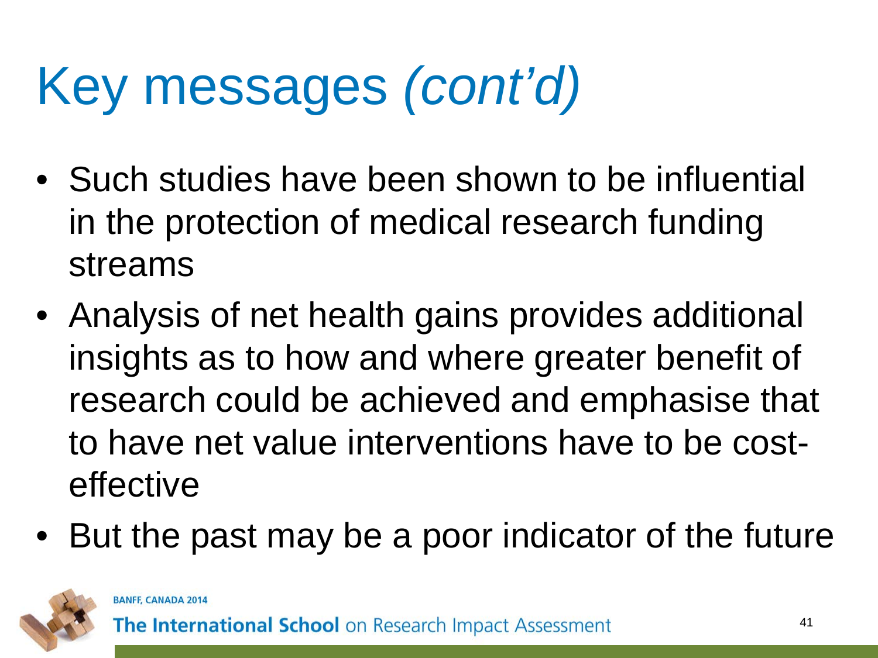# Key messages *(cont'd)*

- Such studies have been shown to be influential in the protection of medical research funding streams
- Analysis of net health gains provides additional insights as to how and where greater benefit of research could be achieved and emphasise that to have net value interventions have to be cost-effective
- But the past may be a poor indicator of the future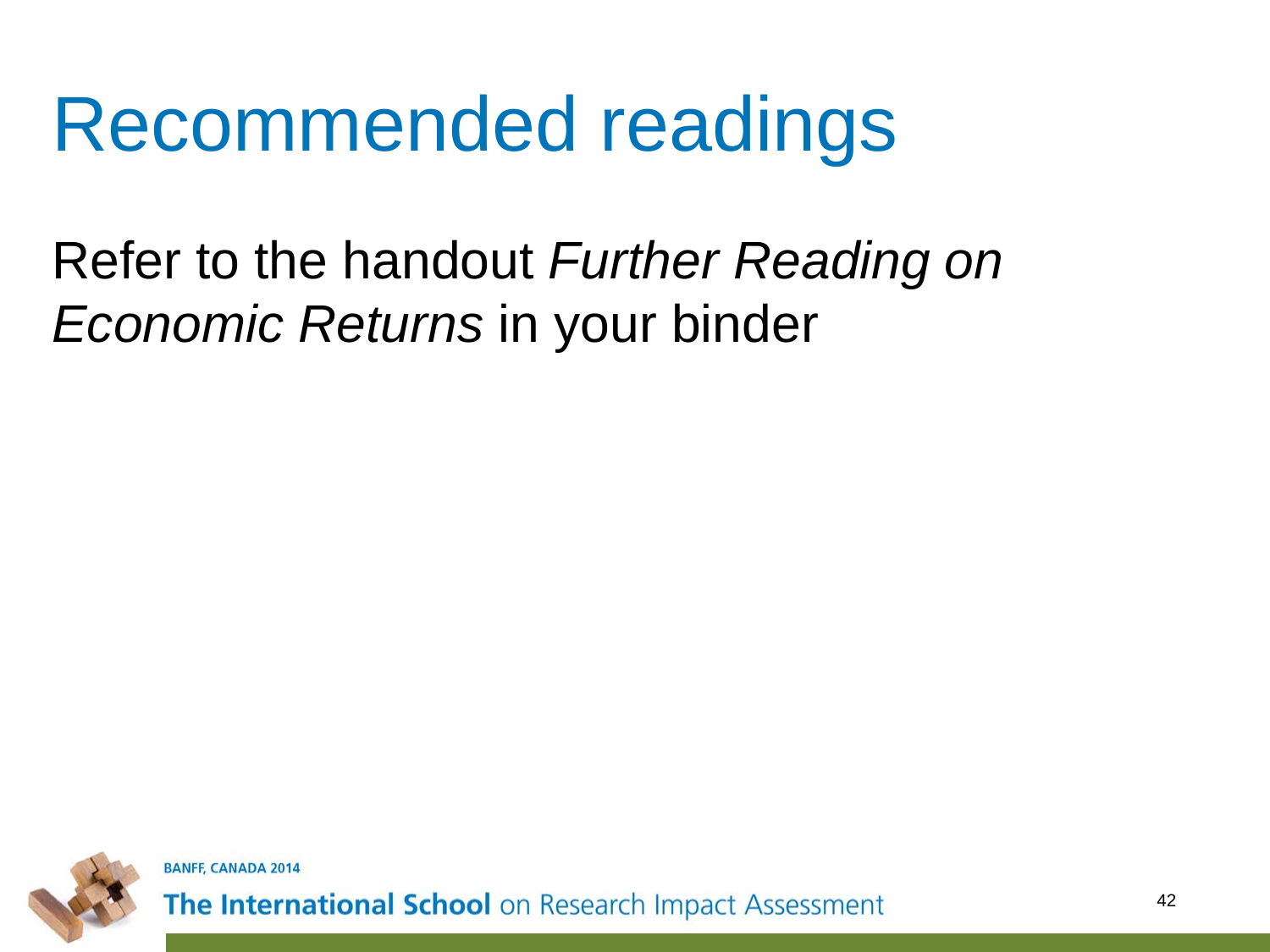# Recommended readings

Refer to the handout *Further Reading on Economic Returns* in your binder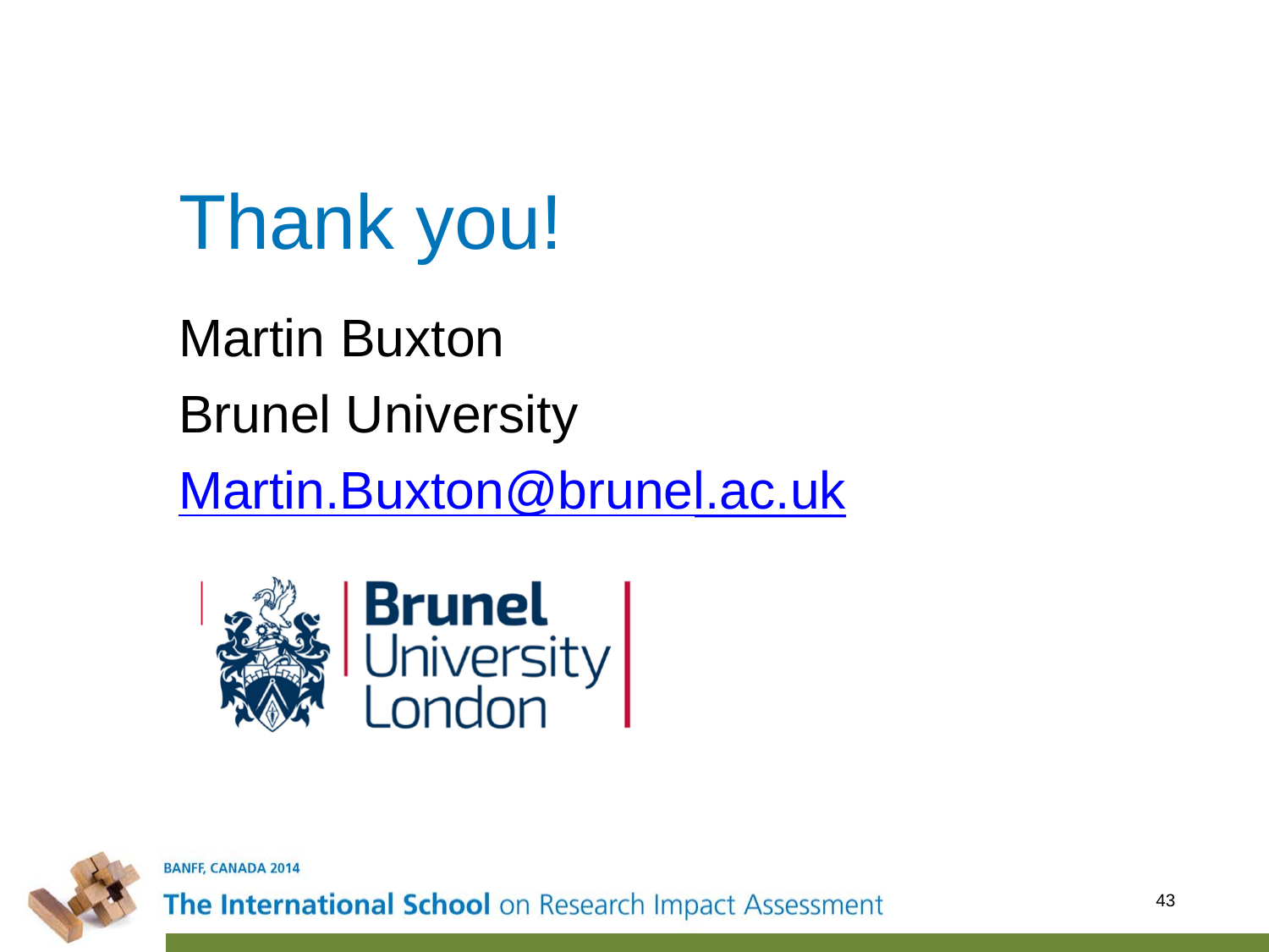# Thank you!

Martin Buxton

Brunel University

Martin.Buxton@brunel.ac.uk